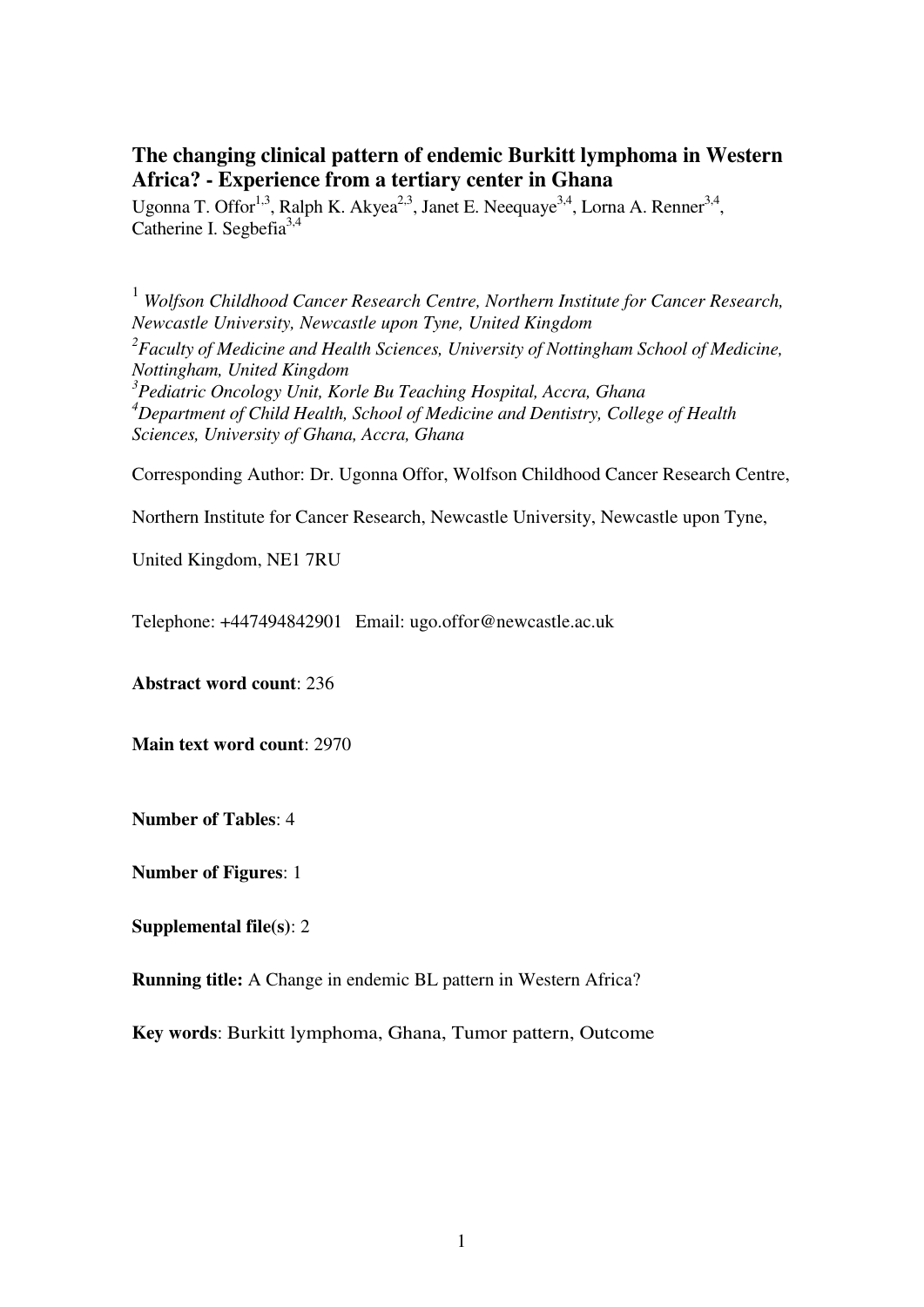# The changing clinical pattern of endemic Burkitt lymphoma in Western Africa? - Experience from a tertiary center in Ghana

Ugonna T. Offor[1,3], Ralph K. Akyea[2,3], Janet E. Neequaye[3,4], Lorna A. Renner[3,4], Catherine I. Segbefia[3,4]

[1] *Wolfson Childhood Cancer Research Centre, Northern Institute for Cancer Research, Newcastle University, Newcastle upon Tyne, United Kingdom*

[2] *Faculty of Medicine and Health Sciences, University of Nottingham School of Medicine, Nottingham, United Kingdom*

[3] *Pediatric Oncology Unit, Korle Bu Teaching Hospital, Accra, Ghana*

[4] *Department of Child Health, School of Medicine and Dentistry, College of Health Sciences, University of Ghana, Accra, Ghana*

Corresponding Author: Dr. Ugonna Offor, Wolfson Childhood Cancer Research Centre, Northern Institute for Cancer Research, Newcastle University, Newcastle upon Tyne, United Kingdom, NE1 7RU

Telephone: +447494842901 Email: ugo.offor@newcastle.ac.uk

**Abstract word count**: 236

**Main text word count**: 2970

**Number of Tables**: 4

**Number of Figures**: 1

**Supplemental file(s)**: 2

**Running title:** A Change in endemic BL pattern in Western Africa?

**Key words**: Burkitt lymphoma, Ghana, Tumor pattern, Outcome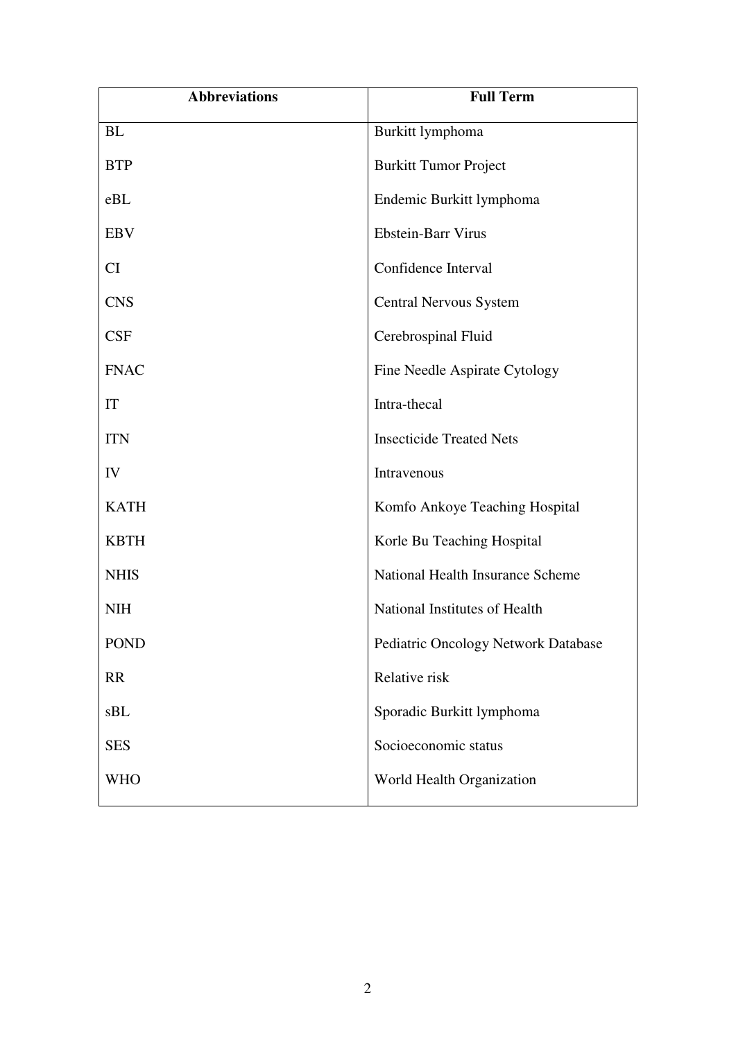| Abbreviations | Full Term |
|---|---|
| BL | Burkitt lymphoma |
| BTP | Burkitt Tumor Project |
| eBL | Endemic Burkitt lymphoma |
| EBV | Ebstein-Barr Virus |
| CI | Confidence Interval |
| CNS | Central Nervous System |
| CSF | Cerebrospinal Fluid |
| FNAC | Fine Needle Aspirate Cytology |
| IT | Intra-thecal |
| ITN | Insecticide Treated Nets |
| IV | Intravenous |
| KATH | Komfo Ankoye Teaching Hospital |
| KBTH | Korle Bu Teaching Hospital |
| NHIS | National Health Insurance Scheme |
| NIH | National Institutes of Health |
| POND | Pediatric Oncology Network Database |
| RR | Relative risk |
| sBL | Sporadic Burkitt lymphoma |
| SES | Socioeconomic status |
| WHO | World Health Organization |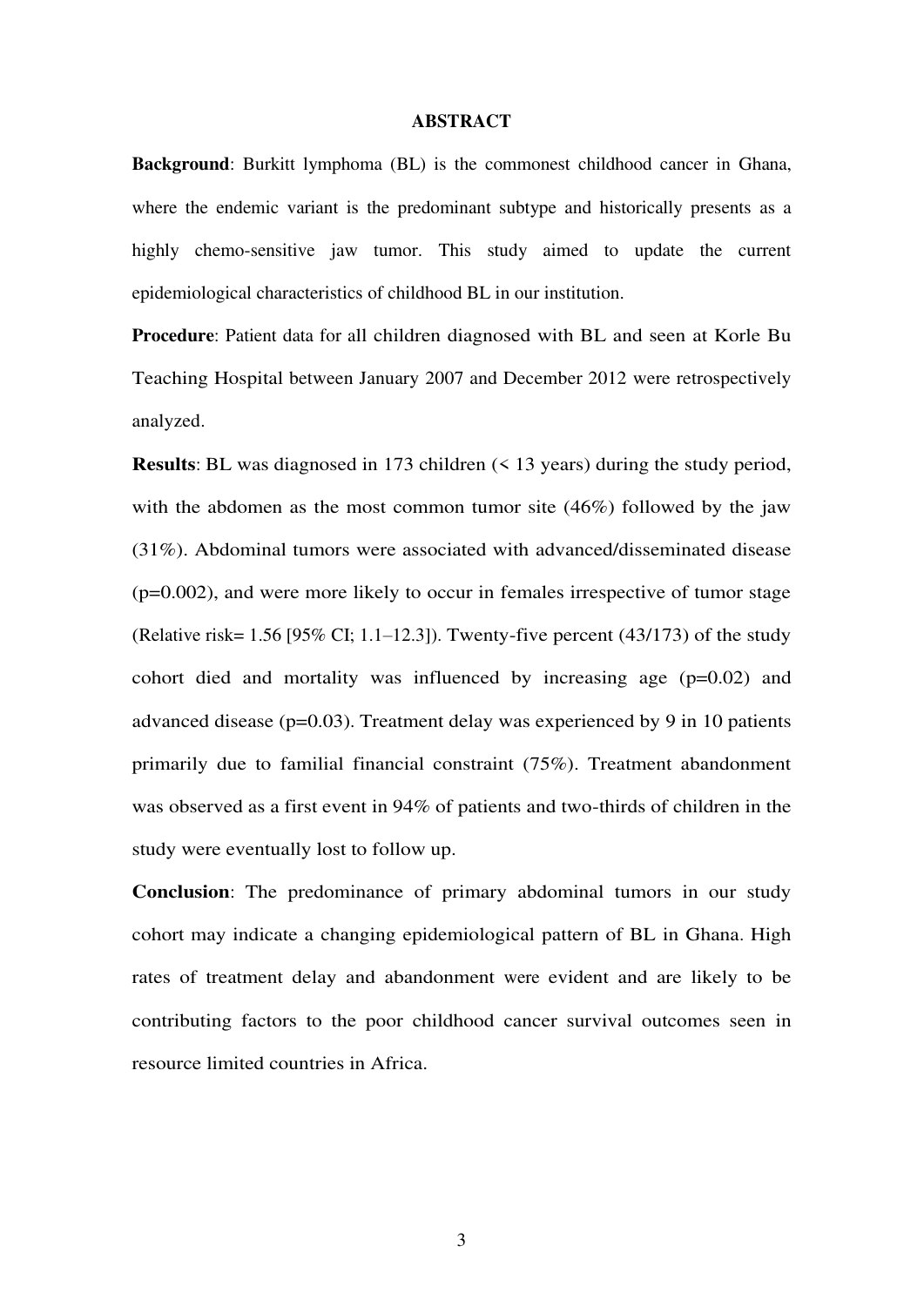## ABSTRACT

**Background**: Burkitt lymphoma (BL) is the commonest childhood cancer in Ghana, where the endemic variant is the predominant subtype and historically presents as a highly chemo-sensitive jaw tumor. This study aimed to update the current epidemiological characteristics of childhood BL in our institution.

**Procedure**: Patient data for all children diagnosed with BL and seen at Korle Bu Teaching Hospital between January 2007 and December 2012 were retrospectively analyzed.

**Results**: BL was diagnosed in 173 children (< 13 years) during the study period, with the abdomen as the most common tumor site (46%) followed by the jaw (31%). Abdominal tumors were associated with advanced/disseminated disease ($p=0.002$), and were more likely to occur in females irrespective of tumor stage (Relative risk= 1.56 [95% CI; 1.1–12.3]). Twenty-five percent (43/173) of the study cohort died and mortality was influenced by increasing age ($p=0.02$) and advanced disease ($p=0.03$). Treatment delay was experienced by 9 in 10 patients primarily due to familial financial constraint (75%). Treatment abandonment was observed as a first event in 94% of patients and two-thirds of children in the study were eventually lost to follow up.

**Conclusion**: The predominance of primary abdominal tumors in our study cohort may indicate a changing epidemiological pattern of BL in Ghana. High rates of treatment delay and abandonment were evident and are likely to be contributing factors to the poor childhood cancer survival outcomes seen in resource limited countries in Africa.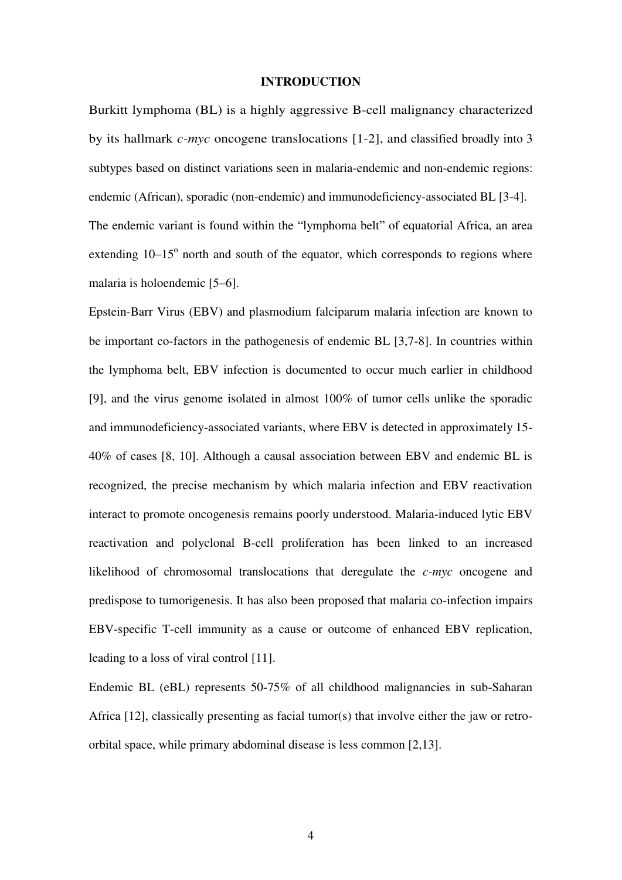# INTRODUCTION

Burkitt lymphoma (BL) is a highly aggressive B-cell malignancy characterized by its hallmark *c-myc* oncogene translocations [1-2], and classified broadly into 3 subtypes based on distinct variations seen in malaria-endemic and non-endemic regions: endemic (African), sporadic (non-endemic) and immunodeficiency-associated BL [3-4]. The endemic variant is found within the "lymphoma belt" of equatorial Africa, an area extending 10–15$^o$ north and south of the equator, which corresponds to regions where malaria is holoendemic [5–6].

Epstein-Barr Virus (EBV) and plasmodium falciparum malaria infection are known to be important co-factors in the pathogenesis of endemic BL [3,7-8]. In countries within the lymphoma belt, EBV infection is documented to occur much earlier in childhood [9], and the virus genome isolated in almost 100% of tumor cells unlike the sporadic and immunodeficiency-associated variants, where EBV is detected in approximately 15-40% of cases [8, 10]. Although a causal association between EBV and endemic BL is recognized, the precise mechanism by which malaria infection and EBV reactivation interact to promote oncogenesis remains poorly understood. Malaria-induced lytic EBV reactivation and polyclonal B-cell proliferation has been linked to an increased likelihood of chromosomal translocations that deregulate the *c-myc* oncogene and predispose to tumorigenesis. It has also been proposed that malaria co-infection impairs EBV-specific T-cell immunity as a cause or outcome of enhanced EBV replication, leading to a loss of viral control [11].

Endemic BL (eBL) represents 50-75% of all childhood malignancies in sub-Saharan Africa [12], classically presenting as facial tumor(s) that involve either the jaw or retro-orbital space, while primary abdominal disease is less common [2,13].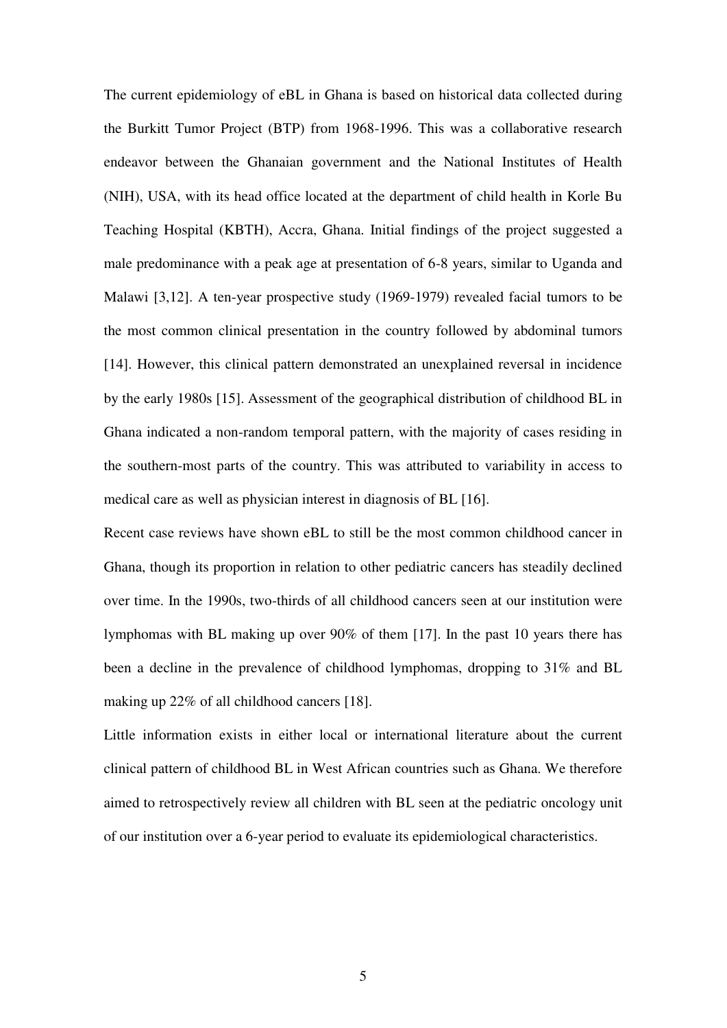The current epidemiology of eBL in Ghana is based on historical data collected during the Burkitt Tumor Project (BTP) from 1968-1996. This was a collaborative research endeavor between the Ghanaian government and the National Institutes of Health (NIH), USA, with its head office located at the department of child health in Korle Bu Teaching Hospital (KBTH), Accra, Ghana. Initial findings of the project suggested a male predominance with a peak age at presentation of 6-8 years, similar to Uganda and Malawi [3,12]. A ten-year prospective study (1969-1979) revealed facial tumors to be the most common clinical presentation in the country followed by abdominal tumors [14]. However, this clinical pattern demonstrated an unexplained reversal in incidence by the early 1980s [15]. Assessment of the geographical distribution of childhood BL in Ghana indicated a non-random temporal pattern, with the majority of cases residing in the southern-most parts of the country. This was attributed to variability in access to medical care as well as physician interest in diagnosis of BL [16].

Recent case reviews have shown eBL to still be the most common childhood cancer in Ghana, though its proportion in relation to other pediatric cancers has steadily declined over time. In the 1990s, two-thirds of all childhood cancers seen at our institution were lymphomas with BL making up over 90% of them [17]. In the past 10 years there has been a decline in the prevalence of childhood lymphomas, dropping to 31% and BL making up 22% of all childhood cancers [18].

Little information exists in either local or international literature about the current clinical pattern of childhood BL in West African countries such as Ghana. We therefore aimed to retrospectively review all children with BL seen at the pediatric oncology unit of our institution over a 6-year period to evaluate its epidemiological characteristics.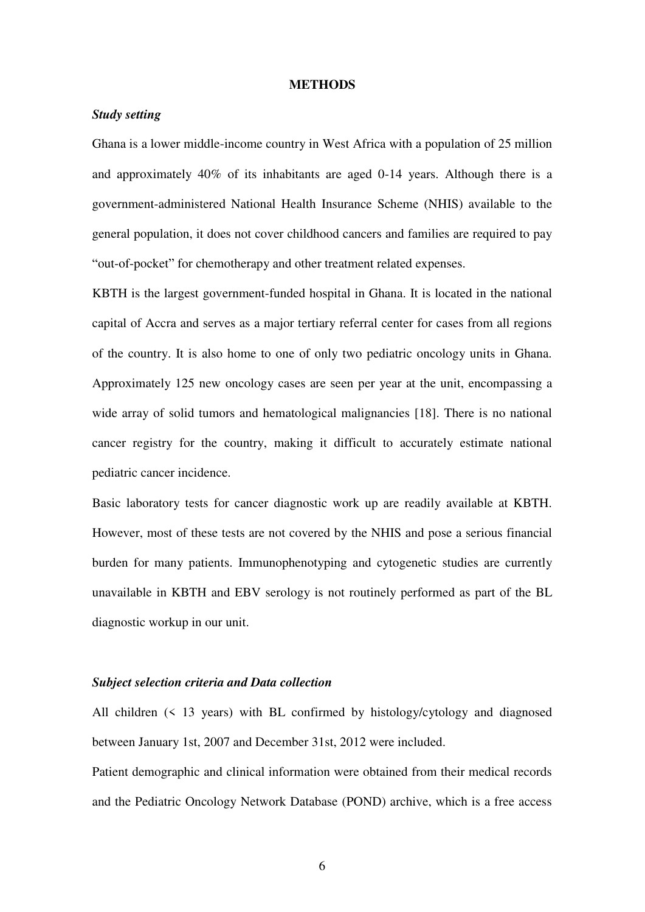## METHODS

### *Study setting*

Ghana is a lower middle-income country in West Africa with a population of 25 million and approximately 40% of its inhabitants are aged 0-14 years. Although there is a government-administered National Health Insurance Scheme (NHIS) available to the general population, it does not cover childhood cancers and families are required to pay "out-of-pocket" for chemotherapy and other treatment related expenses.

KBTH is the largest government-funded hospital in Ghana. It is located in the national capital of Accra and serves as a major tertiary referral center for cases from all regions of the country. It is also home to one of only two pediatric oncology units in Ghana. Approximately 125 new oncology cases are seen per year at the unit, encompassing a wide array of solid tumors and hematological malignancies [18]. There is no national cancer registry for the country, making it difficult to accurately estimate national pediatric cancer incidence.

Basic laboratory tests for cancer diagnostic work up are readily available at KBTH. However, most of these tests are not covered by the NHIS and pose a serious financial burden for many patients. Immunophenotyping and cytogenetic studies are currently unavailable in KBTH and EBV serology is not routinely performed as part of the BL diagnostic workup in our unit.

### *Subject selection criteria and Data collection*

All children (< 13 years) with BL confirmed by histology/cytology and diagnosed between January 1st, 2007 and December 31st, 2012 were included.

Patient demographic and clinical information were obtained from their medical records and the Pediatric Oncology Network Database (POND) archive, which is a free access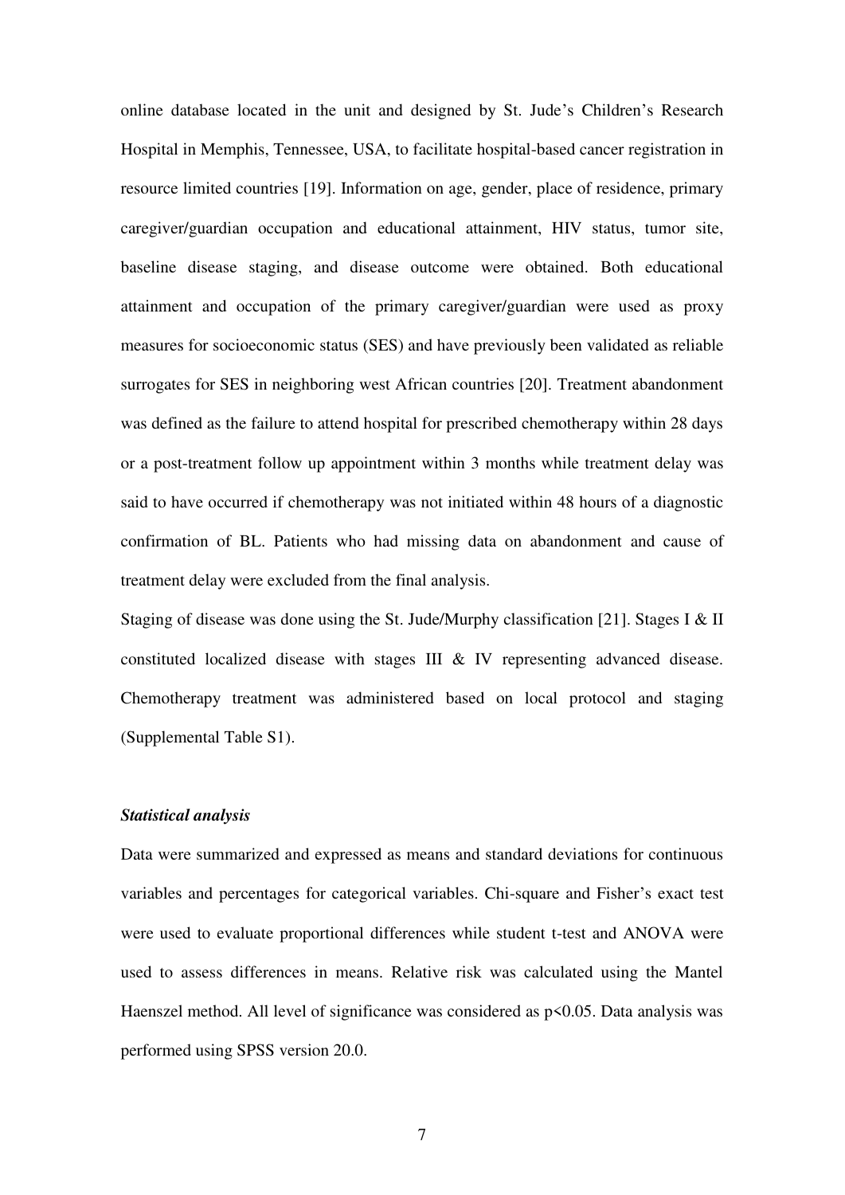online database located in the unit and designed by St. Jude's Children's Research Hospital in Memphis, Tennessee, USA, to facilitate hospital-based cancer registration in resource limited countries [19]. Information on age, gender, place of residence, primary caregiver/guardian occupation and educational attainment, HIV status, tumor site, baseline disease staging, and disease outcome were obtained. Both educational attainment and occupation of the primary caregiver/guardian were used as proxy measures for socioeconomic status (SES) and have previously been validated as reliable surrogates for SES in neighboring west African countries [20]. Treatment abandonment was defined as the failure to attend hospital for prescribed chemotherapy within 28 days or a post-treatment follow up appointment within 3 months while treatment delay was said to have occurred if chemotherapy was not initiated within 48 hours of a diagnostic confirmation of BL. Patients who had missing data on abandonment and cause of treatment delay were excluded from the final analysis.

Staging of disease was done using the St. Jude/Murphy classification [21]. Stages I & II constituted localized disease with stages III & IV representing advanced disease. Chemotherapy treatment was administered based on local protocol and staging (Supplemental Table S1).

### *Statistical analysis*

Data were summarized and expressed as means and standard deviations for continuous variables and percentages for categorical variables. Chi-square and Fisher's exact test were used to evaluate proportional differences while student t-test and ANOVA were used to assess differences in means. Relative risk was calculated using the Mantel Haenszel method. All level of significance was considered as $p<0.05$. Data analysis was performed using SPSS version 20.0.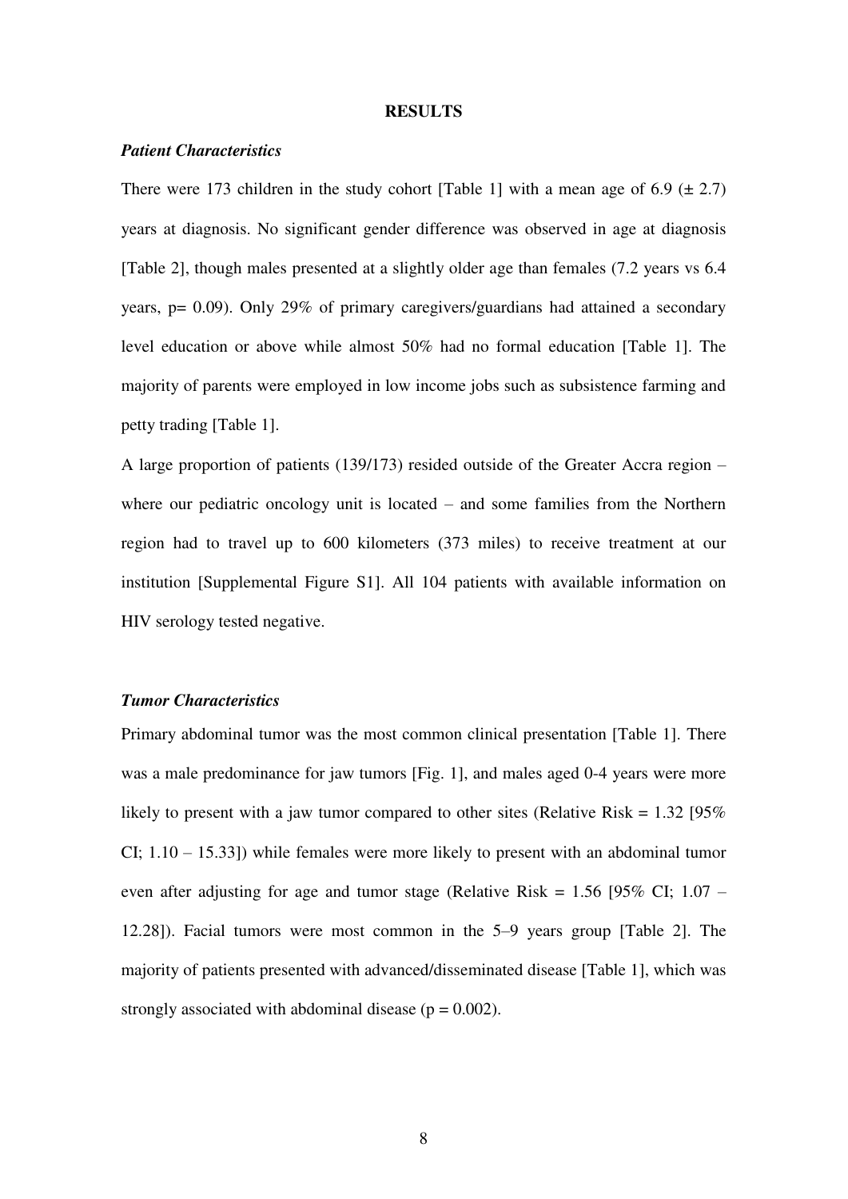## RESULTS

### *Patient Characteristics*

There were 173 children in the study cohort [Table 1] with a mean age of 6.9 (± 2.7) years at diagnosis. No significant gender difference was observed in age at diagnosis [Table 2], though males presented at a slightly older age than females (7.2 years vs 6.4 years, p= 0.09). Only 29% of primary caregivers/guardians had attained a secondary level education or above while almost 50% had no formal education [Table 1]. The majority of parents were employed in low income jobs such as subsistence farming and petty trading [Table 1].

A large proportion of patients (139/173) resided outside of the Greater Accra region – where our pediatric oncology unit is located – and some families from the Northern region had to travel up to 600 kilometers (373 miles) to receive treatment at our institution [Supplemental Figure S1]. All 104 patients with available information on HIV serology tested negative.

### *Tumor Characteristics*

Primary abdominal tumor was the most common clinical presentation [Table 1]. There was a male predominance for jaw tumors [Fig. 1], and males aged 0-4 years were more likely to present with a jaw tumor compared to other sites (Relative Risk = 1.32 [95% CI; 1.10 – 15.33]) while females were more likely to present with an abdominal tumor even after adjusting for age and tumor stage (Relative Risk = 1.56 [95% CI; 1.07 – 12.28]). Facial tumors were most common in the 5–9 years group [Table 2]. The majority of patients presented with advanced/disseminated disease [Table 1], which was strongly associated with abdominal disease (p = 0.002).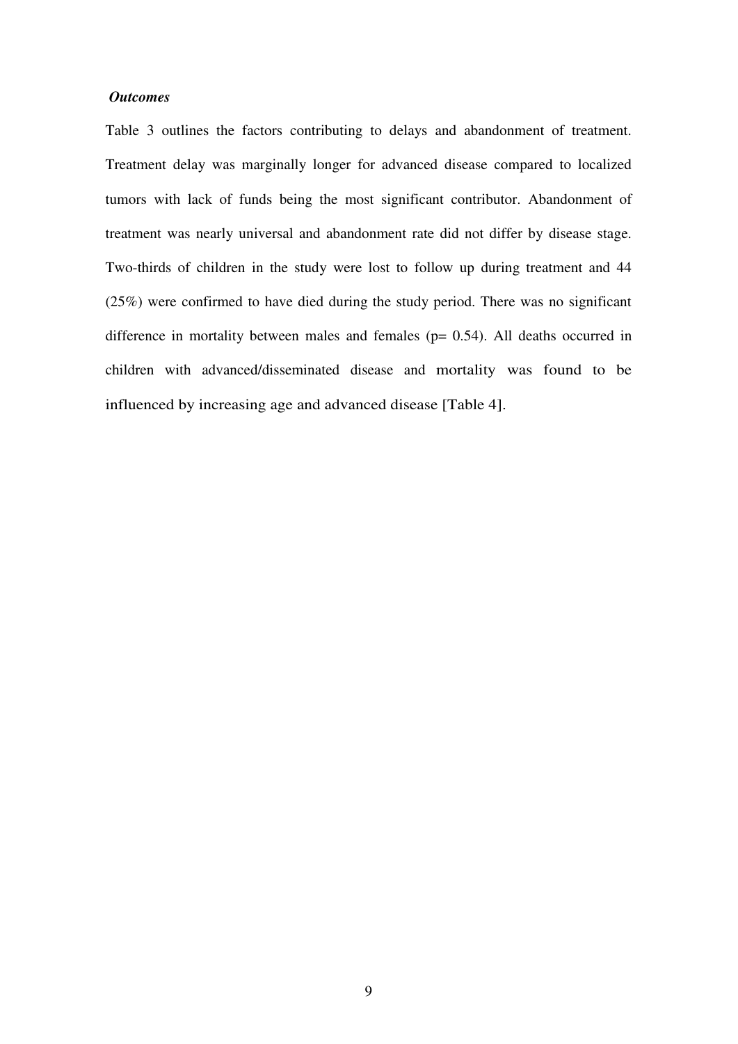***Outcomes***

Table 3 outlines the factors contributing to delays and abandonment of treatment. Treatment delay was marginally longer for advanced disease compared to localized tumors with lack of funds being the most significant contributor. Abandonment of treatment was nearly universal and abandonment rate did not differ by disease stage. Two-thirds of children in the study were lost to follow up during treatment and 44 (25%) were confirmed to have died during the study period. There was no significant difference in mortality between males and females ($p = 0.54$). All deaths occurred in children with advanced/disseminated disease and mortality was found to be influenced by increasing age and advanced disease [Table 4].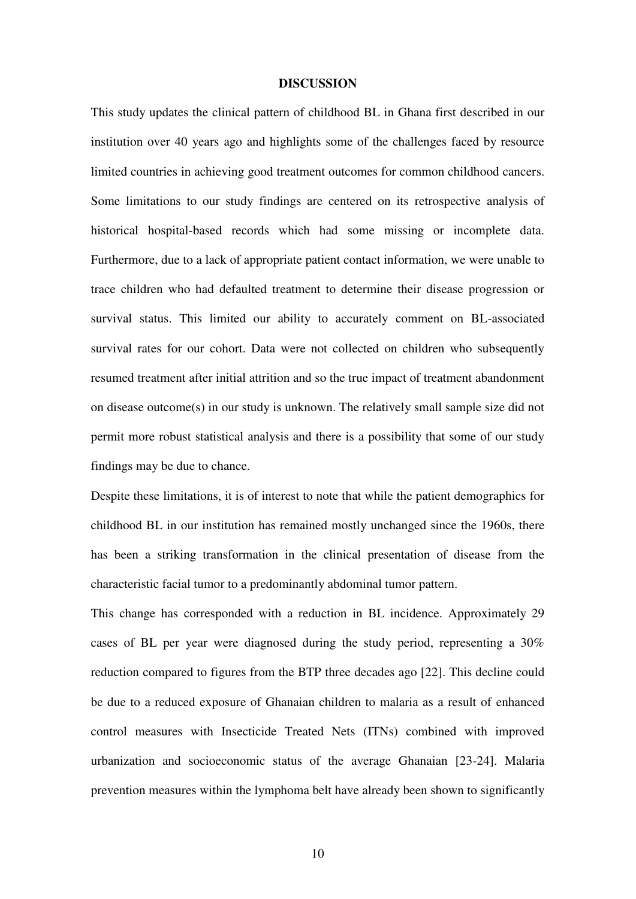## DISCUSSION

This study updates the clinical pattern of childhood BL in Ghana first described in our institution over 40 years ago and highlights some of the challenges faced by resource limited countries in achieving good treatment outcomes for common childhood cancers. Some limitations to our study findings are centered on its retrospective analysis of historical hospital-based records which had some missing or incomplete data. Furthermore, due to a lack of appropriate patient contact information, we were unable to trace children who had defaulted treatment to determine their disease progression or survival status. This limited our ability to accurately comment on BL-associated survival rates for our cohort. Data were not collected on children who subsequently resumed treatment after initial attrition and so the true impact of treatment abandonment on disease outcome(s) in our study is unknown. The relatively small sample size did not permit more robust statistical analysis and there is a possibility that some of our study findings may be due to chance.

Despite these limitations, it is of interest to note that while the patient demographics for childhood BL in our institution has remained mostly unchanged since the 1960s, there has been a striking transformation in the clinical presentation of disease from the characteristic facial tumor to a predominantly abdominal tumor pattern.

This change has corresponded with a reduction in BL incidence. Approximately 29 cases of BL per year were diagnosed during the study period, representing a 30% reduction compared to figures from the BTP three decades ago [22]. This decline could be due to a reduced exposure of Ghanaian children to malaria as a result of enhanced control measures with Insecticide Treated Nets (ITNs) combined with improved urbanization and socioeconomic status of the average Ghanaian [23-24]. Malaria prevention measures within the lymphoma belt have already been shown to significantly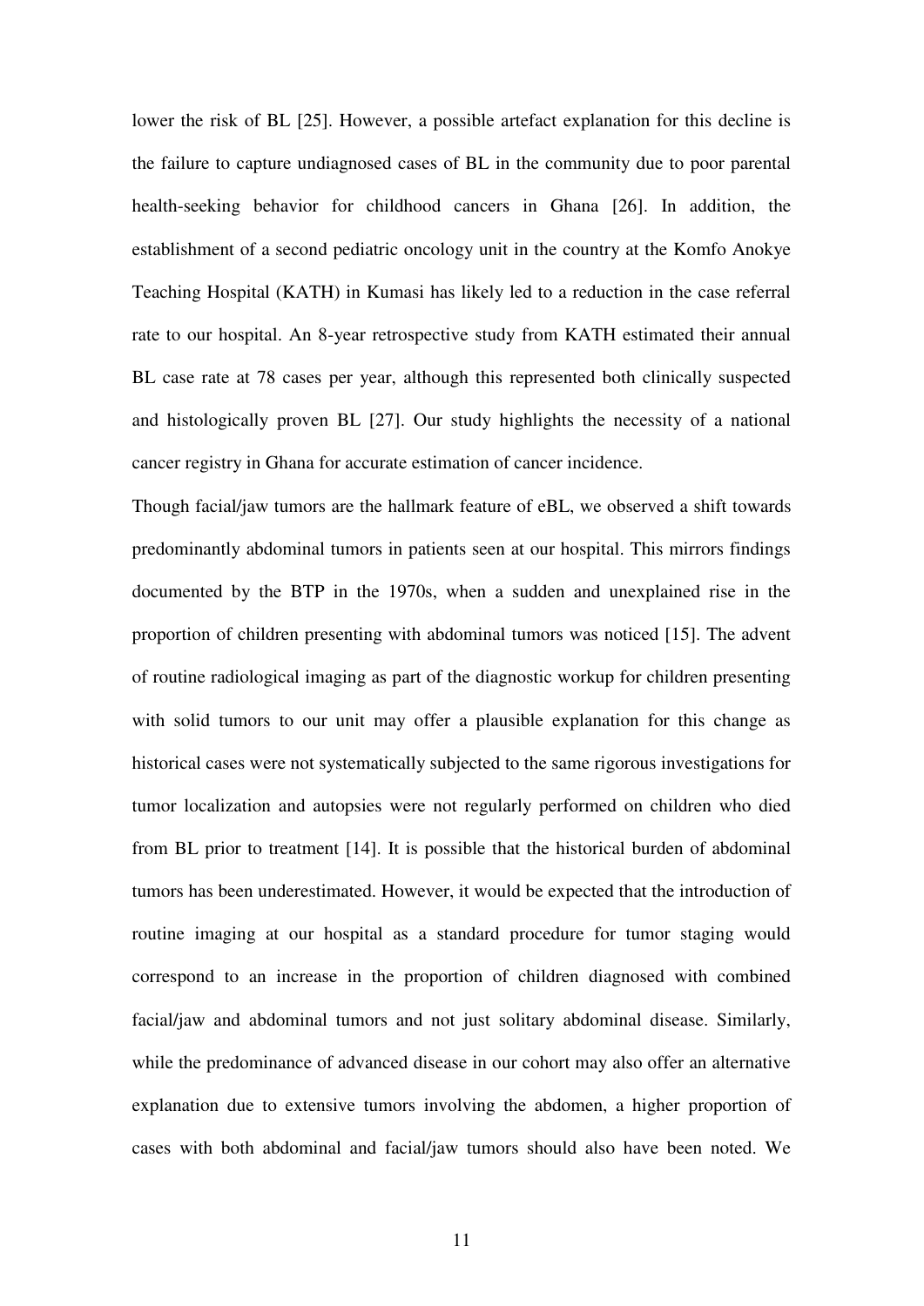lower the risk of BL [25]. However, a possible artefact explanation for this decline is the failure to capture undiagnosed cases of BL in the community due to poor parental health-seeking behavior for childhood cancers in Ghana [26]. In addition, the establishment of a second pediatric oncology unit in the country at the Komfo Anokye Teaching Hospital (KATH) in Kumasi has likely led to a reduction in the case referral rate to our hospital. An 8-year retrospective study from KATH estimated their annual BL case rate at 78 cases per year, although this represented both clinically suspected and histologically proven BL [27]. Our study highlights the necessity of a national cancer registry in Ghana for accurate estimation of cancer incidence.

Though facial/jaw tumors are the hallmark feature of eBL, we observed a shift towards predominantly abdominal tumors in patients seen at our hospital. This mirrors findings documented by the BTP in the 1970s, when a sudden and unexplained rise in the proportion of children presenting with abdominal tumors was noticed [15]. The advent of routine radiological imaging as part of the diagnostic workup for children presenting with solid tumors to our unit may offer a plausible explanation for this change as historical cases were not systematically subjected to the same rigorous investigations for tumor localization and autopsies were not regularly performed on children who died from BL prior to treatment [14]. It is possible that the historical burden of abdominal tumors has been underestimated. However, it would be expected that the introduction of routine imaging at our hospital as a standard procedure for tumor staging would correspond to an increase in the proportion of children diagnosed with combined facial/jaw and abdominal tumors and not just solitary abdominal disease. Similarly, while the predominance of advanced disease in our cohort may also offer an alternative explanation due to extensive tumors involving the abdomen, a higher proportion of cases with both abdominal and facial/jaw tumors should also have been noted. We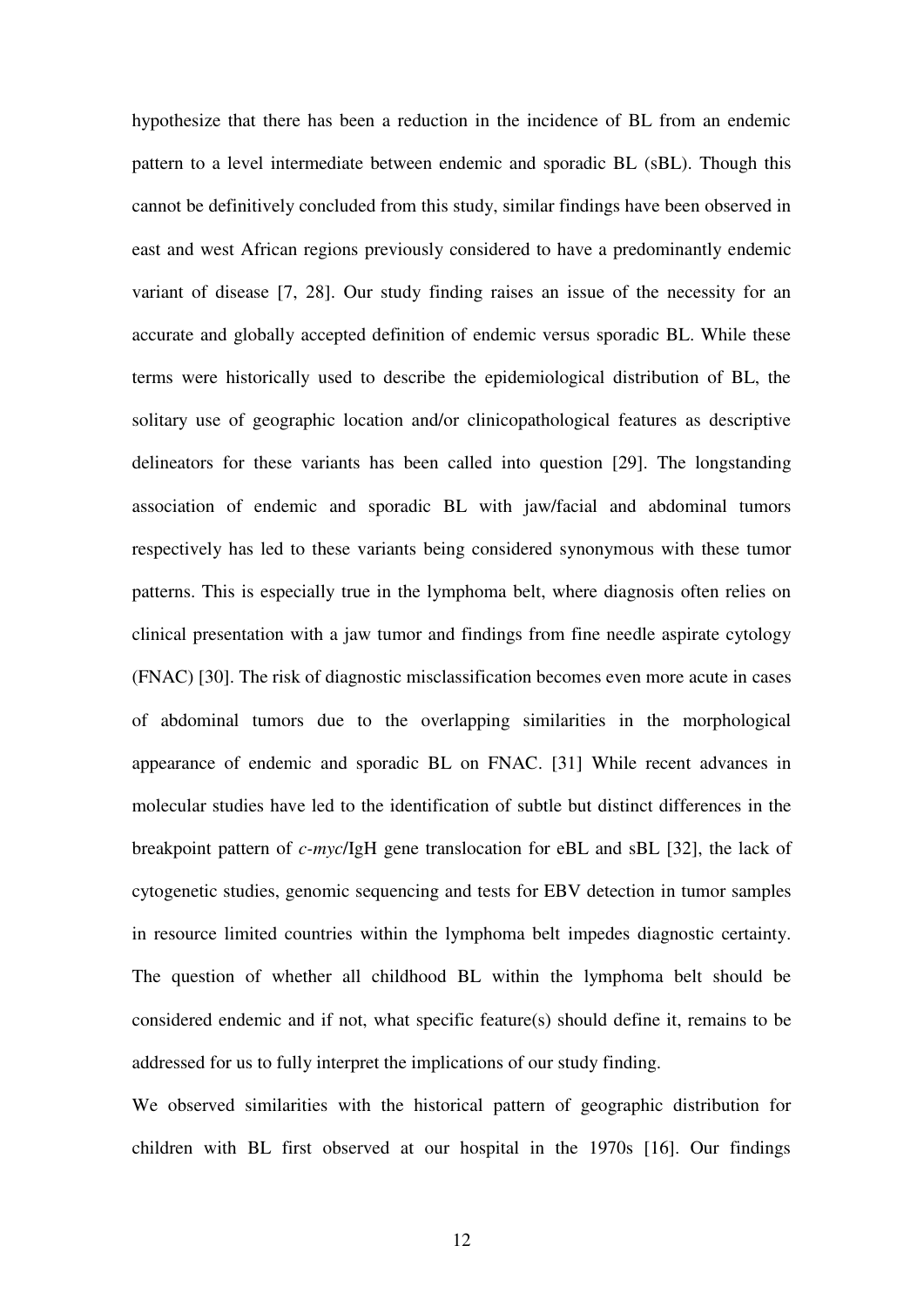hypothesize that there has been a reduction in the incidence of BL from an endemic pattern to a level intermediate between endemic and sporadic BL (sBL). Though this cannot be definitively concluded from this study, similar findings have been observed in east and west African regions previously considered to have a predominantly endemic variant of disease [7, 28]. Our study finding raises an issue of the necessity for an accurate and globally accepted definition of endemic versus sporadic BL. While these terms were historically used to describe the epidemiological distribution of BL, the solitary use of geographic location and/or clinicopathological features as descriptive delineators for these variants has been called into question [29]. The longstanding association of endemic and sporadic BL with jaw/facial and abdominal tumors respectively has led to these variants being considered synonymous with these tumor patterns. This is especially true in the lymphoma belt, where diagnosis often relies on clinical presentation with a jaw tumor and findings from fine needle aspirate cytology (FNAC) [30]. The risk of diagnostic misclassification becomes even more acute in cases of abdominal tumors due to the overlapping similarities in the morphological appearance of endemic and sporadic BL on FNAC. [31] While recent advances in molecular studies have led to the identification of subtle but distinct differences in the breakpoint pattern of *c-myc*/IgH gene translocation for eBL and sBL [32], the lack of cytogenetic studies, genomic sequencing and tests for EBV detection in tumor samples in resource limited countries within the lymphoma belt impedes diagnostic certainty. The question of whether all childhood BL within the lymphoma belt should be considered endemic and if not, what specific feature(s) should define it, remains to be addressed for us to fully interpret the implications of our study finding.

We observed similarities with the historical pattern of geographic distribution for children with BL first observed at our hospital in the 1970s [16]. Our findings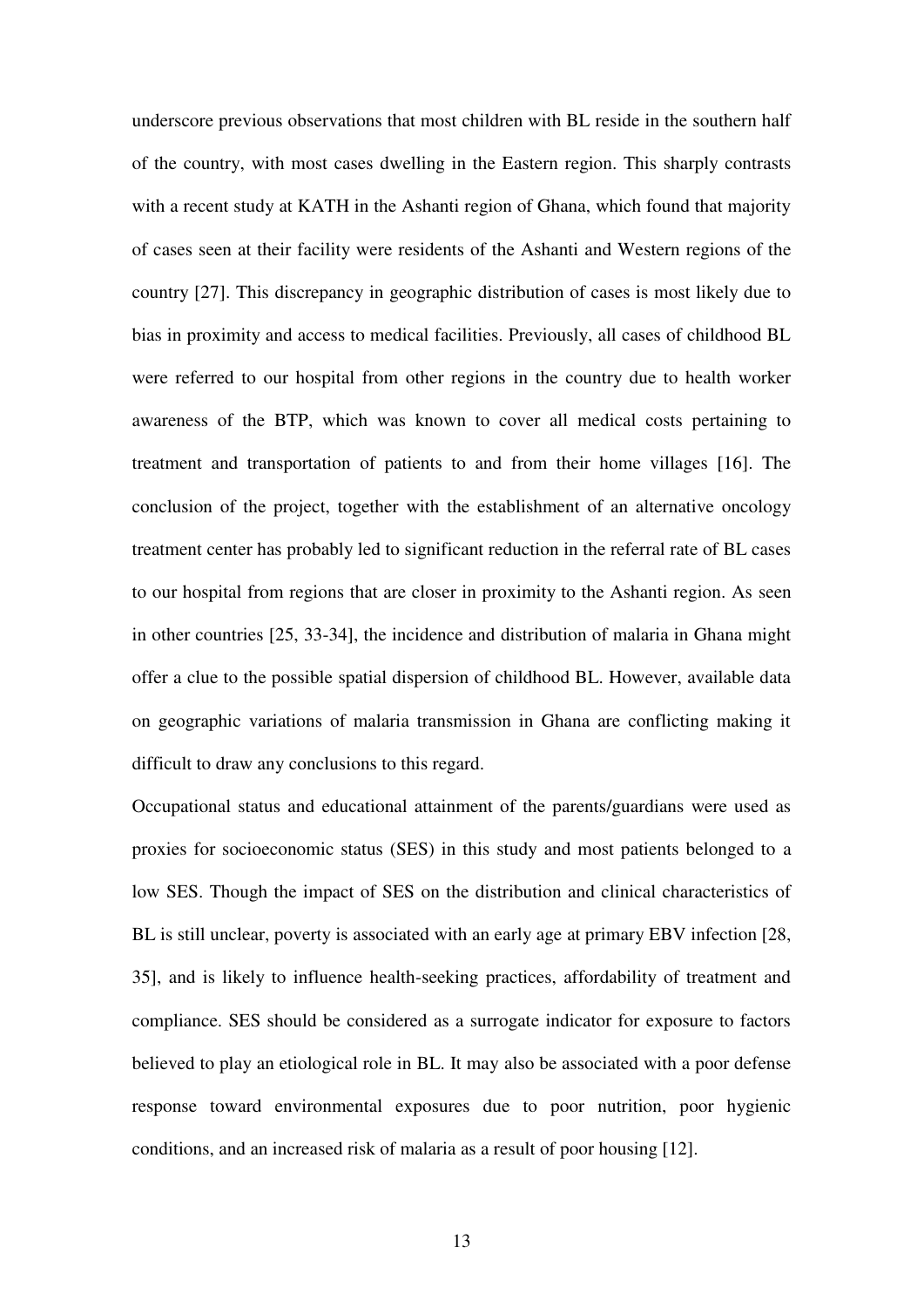underscore previous observations that most children with BL reside in the southern half of the country, with most cases dwelling in the Eastern region. This sharply contrasts with a recent study at KATH in the Ashanti region of Ghana, which found that majority of cases seen at their facility were residents of the Ashanti and Western regions of the country [27]. This discrepancy in geographic distribution of cases is most likely due to bias in proximity and access to medical facilities. Previously, all cases of childhood BL were referred to our hospital from other regions in the country due to health worker awareness of the BTP, which was known to cover all medical costs pertaining to treatment and transportation of patients to and from their home villages [16]. The conclusion of the project, together with the establishment of an alternative oncology treatment center has probably led to significant reduction in the referral rate of BL cases to our hospital from regions that are closer in proximity to the Ashanti region. As seen in other countries [25, 33-34], the incidence and distribution of malaria in Ghana might offer a clue to the possible spatial dispersion of childhood BL. However, available data on geographic variations of malaria transmission in Ghana are conflicting making it difficult to draw any conclusions to this regard.

Occupational status and educational attainment of the parents/guardians were used as proxies for socioeconomic status (SES) in this study and most patients belonged to a low SES. Though the impact of SES on the distribution and clinical characteristics of BL is still unclear, poverty is associated with an early age at primary EBV infection [28, 35], and is likely to influence health-seeking practices, affordability of treatment and compliance. SES should be considered as a surrogate indicator for exposure to factors believed to play an etiological role in BL. It may also be associated with a poor defense response toward environmental exposures due to poor nutrition, poor hygienic conditions, and an increased risk of malaria as a result of poor housing [12].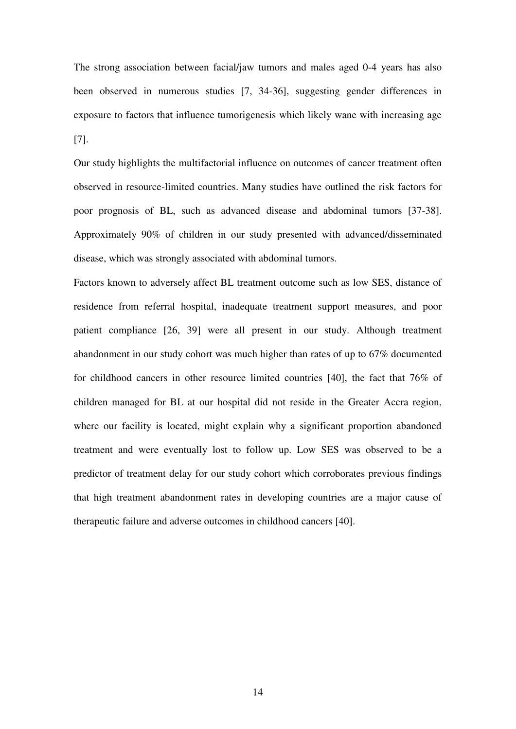The strong association between facial/jaw tumors and males aged 0-4 years has also been observed in numerous studies [7, 34-36], suggesting gender differences in exposure to factors that influence tumorigenesis which likely wane with increasing age [7].

Our study highlights the multifactorial influence on outcomes of cancer treatment often observed in resource-limited countries. Many studies have outlined the risk factors for poor prognosis of BL, such as advanced disease and abdominal tumors [37-38]. Approximately 90% of children in our study presented with advanced/disseminated disease, which was strongly associated with abdominal tumors.

Factors known to adversely affect BL treatment outcome such as low SES, distance of residence from referral hospital, inadequate treatment support measures, and poor patient compliance [26, 39] were all present in our study. Although treatment abandonment in our study cohort was much higher than rates of up to 67% documented for childhood cancers in other resource limited countries [40], the fact that 76% of children managed for BL at our hospital did not reside in the Greater Accra region, where our facility is located, might explain why a significant proportion abandoned treatment and were eventually lost to follow up. Low SES was observed to be a predictor of treatment delay for our study cohort which corroborates previous findings that high treatment abandonment rates in developing countries are a major cause of therapeutic failure and adverse outcomes in childhood cancers [40].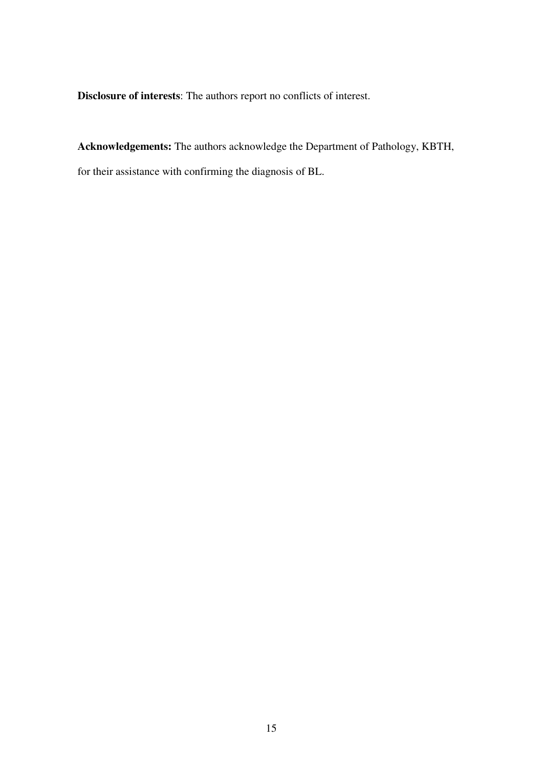**Disclosure of interests**: The authors report no conflicts of interest.

**Acknowledgements:** The authors acknowledge the Department of Pathology, KBTH, for their assistance with confirming the diagnosis of BL.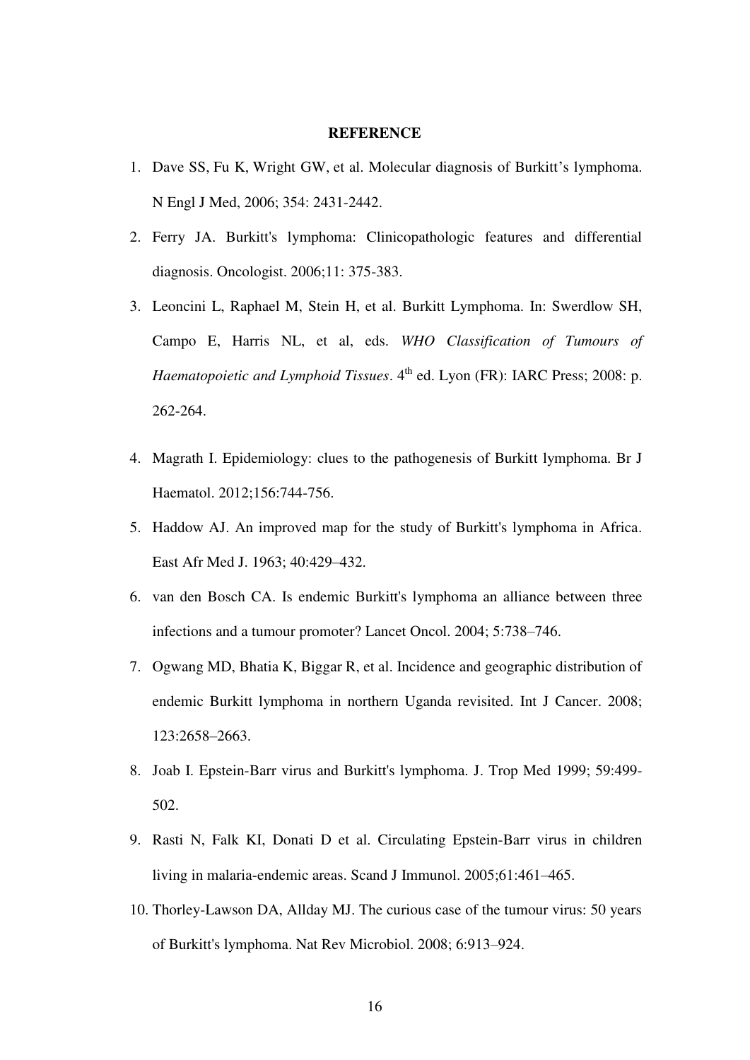**REFERENCE**

1. Dave SS, Fu K, Wright GW, et al. Molecular diagnosis of Burkitt's lymphoma. N Engl J Med, 2006; 354: 2431-2442.
2. Ferry JA. Burkitt's lymphoma: Clinicopathologic features and differential diagnosis. Oncologist. 2006;11: 375-383.
3. Leoncini L, Raphael M, Stein H, et al. Burkitt Lymphoma. In: Swerdlow SH, Campo E, Harris NL, et al, eds. *WHO Classification of Tumours of Haematopoietic and Lymphoid Tissues*. 4th ed. Lyon (FR): IARC Press; 2008: p. 262-264.
4. Magrath I. Epidemiology: clues to the pathogenesis of Burkitt lymphoma. Br J Haematol. 2012;156:744-756.
5. Haddow AJ. An improved map for the study of Burkitt's lymphoma in Africa. East Afr Med J. 1963; 40:429–432.
6. van den Bosch CA. Is endemic Burkitt's lymphoma an alliance between three infections and a tumour promoter? Lancet Oncol. 2004; 5:738–746.
7. Ogwang MD, Bhatia K, Biggar R, et al. Incidence and geographic distribution of endemic Burkitt lymphoma in northern Uganda revisited. Int J Cancer. 2008; 123:2658–2663.
8. Joab I. Epstein-Barr virus and Burkitt's lymphoma. J. Trop Med 1999; 59:499-502.
9. Rasti N, Falk KI, Donati D et al. Circulating Epstein-Barr virus in children living in malaria-endemic areas. Scand J Immunol. 2005;61:461–465.
10. Thorley-Lawson DA, Allday MJ. The curious case of the tumour virus: 50 years of Burkitt's lymphoma. Nat Rev Microbiol. 2008; 6:913–924.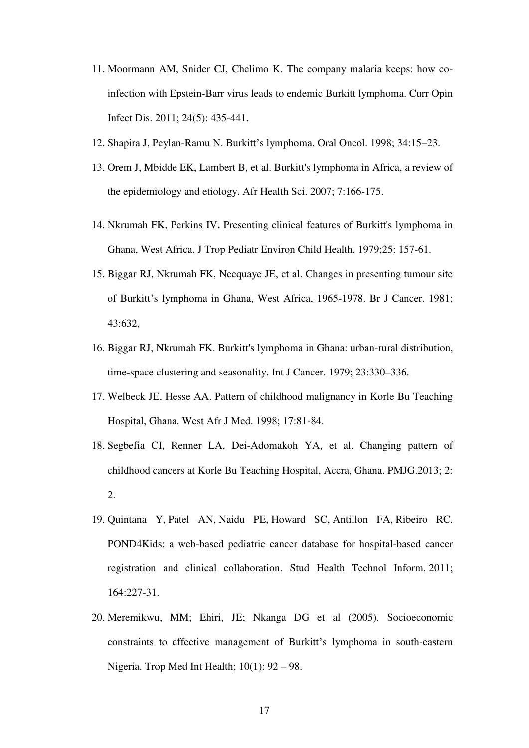11. Moormann AM, Snider CJ, Chelimo K. The company malaria keeps: how co-infection with Epstein-Barr virus leads to endemic Burkitt lymphoma. Curr Opin Infect Dis. 2011; 24(5): 435-441.
12. Shapira J, Peylan-Ramu N. Burkitt's lymphoma. Oral Oncol. 1998; 34:15–23.
13. Orem J, Mbidde EK, Lambert B, et al. Burkitt's lymphoma in Africa, a review of the epidemiology and etiology. Afr Health Sci. 2007; 7:166-175.
14. Nkrumah FK, Perkins IV**.** Presenting clinical features of Burkitt's lymphoma in Ghana, West Africa. J Trop Pediatr Environ Child Health. 1979;25: 157-61.
15. Biggar RJ, Nkrumah FK, Neequaye JE, et al. Changes in presenting tumour site of Burkitt's lymphoma in Ghana, West Africa, 1965-1978. Br J Cancer. 1981; 43:632,
16. Biggar RJ, Nkrumah FK. Burkitt's lymphoma in Ghana: urban-rural distribution, time-space clustering and seasonality. Int J Cancer. 1979; 23:330–336.
17. Welbeck JE, Hesse AA. Pattern of childhood malignancy in Korle Bu Teaching Hospital, Ghana. West Afr J Med. 1998; 17:81-84.
18. Segbefia CI, Renner LA, Dei-Adomakoh YA, et al. Changing pattern of childhood cancers at Korle Bu Teaching Hospital, Accra, Ghana. PMJG.2013; 2: 2.
19. Quintana Y, Patel AN, Naidu PE, Howard SC, Antillon FA, Ribeiro RC. POND4Kids: a web-based pediatric cancer database for hospital-based cancer registration and clinical collaboration. Stud Health Technol Inform. 2011; 164:227-31.
20. Meremikwu, MM; Ehiri, JE; Nkanga DG et al (2005). Socioeconomic constraints to effective management of Burkitt's lymphoma in south-eastern Nigeria. Trop Med Int Health; 10(1): 92 – 98.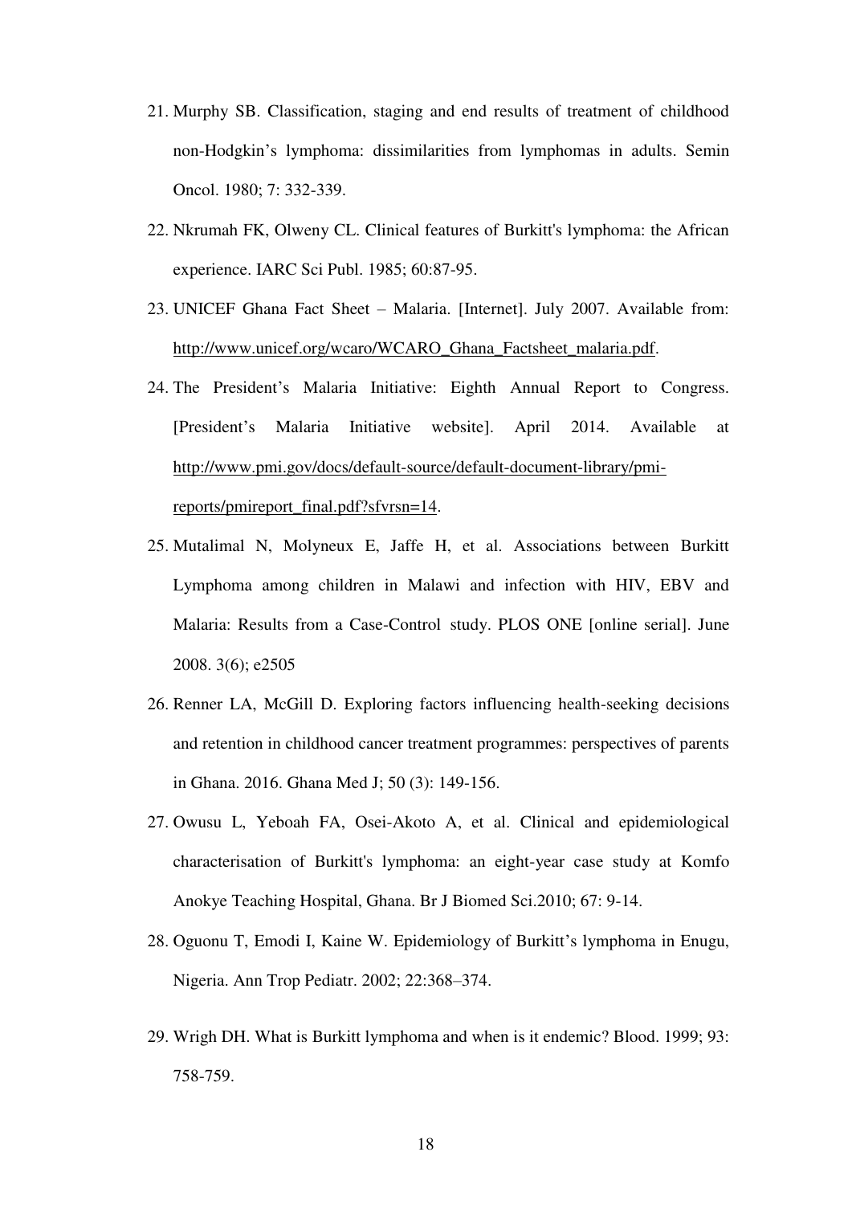21. Murphy SB. Classification, staging and end results of treatment of childhood non-Hodgkin's lymphoma: dissimilarities from lymphomas in adults. Semin Oncol. 1980; 7: 332-339.

22. Nkrumah FK, Olweny CL. Clinical features of Burkitt's lymphoma: the African experience. IARC Sci Publ. 1985; 60:87-95.

23. UNICEF Ghana Fact Sheet – Malaria. [Internet]. July 2007. Available from: http://www.unicef.org/wcaro/WCARO_Ghana_Factsheet_malaria.pdf.

24. The President's Malaria Initiative: Eighth Annual Report to Congress. [President's Malaria Initiative website]. April 2014. Available at http://www.pmi.gov/docs/default-source/default-document-library/pmi-reports/pmireport_final.pdf?sfvrsn=14.

25. Mutalimal N, Molyneux E, Jaffe H, et al. Associations between Burkitt Lymphoma among children in Malawi and infection with HIV, EBV and Malaria: Results from a Case-Control study. PLOS ONE [online serial]. June 2008. 3(6); e2505

26. Renner LA, McGill D. Exploring factors influencing health-seeking decisions and retention in childhood cancer treatment programmes: perspectives of parents in Ghana. 2016. Ghana Med J; 50 (3): 149-156.

27. Owusu L, Yeboah FA, Osei-Akoto A, et al. Clinical and epidemiological characterisation of Burkitt's lymphoma: an eight-year case study at Komfo Anokye Teaching Hospital, Ghana. Br J Biomed Sci.2010; 67: 9-14.

28. Oguonu T, Emodi I, Kaine W. Epidemiology of Burkitt's lymphoma in Enugu, Nigeria. Ann Trop Pediatr. 2002; 22:368–374.

29. Wrigh DH. What is Burkitt lymphoma and when is it endemic? Blood. 1999; 93: 758-759.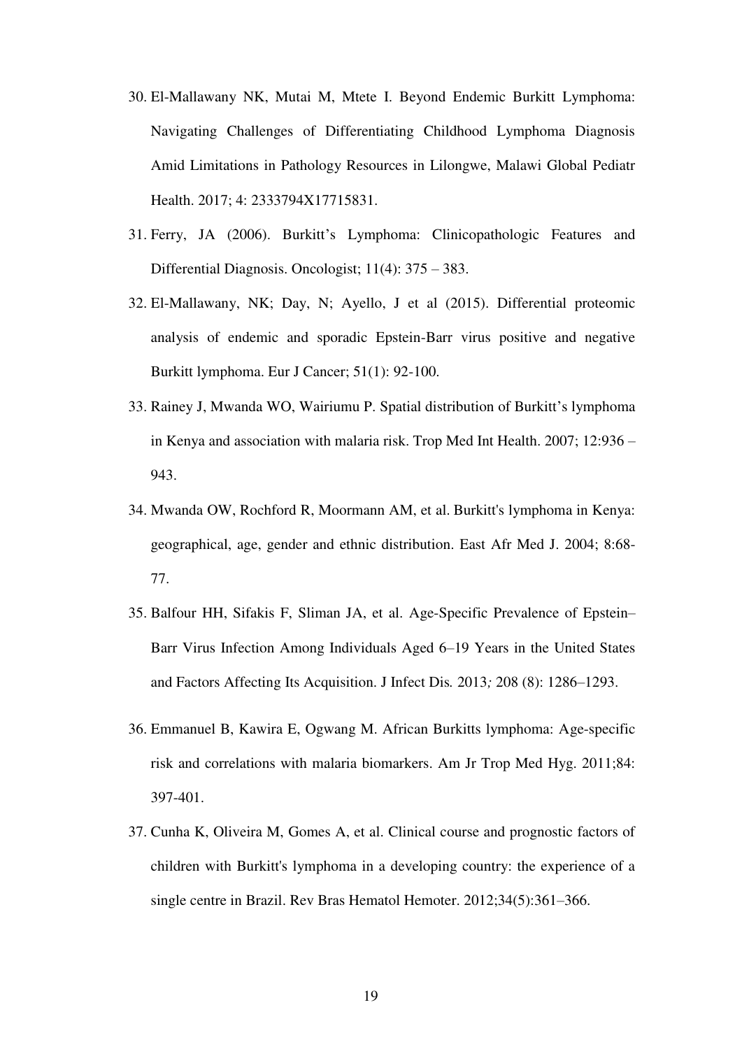30. El-Mallawany NK, Mutai M, Mtete I. Beyond Endemic Burkitt Lymphoma: Navigating Challenges of Differentiating Childhood Lymphoma Diagnosis Amid Limitations in Pathology Resources in Lilongwe, Malawi Global Pediatr Health. 2017; 4: 2333794X17715831.
31. Ferry, JA (2006). Burkitt's Lymphoma: Clinicopathologic Features and Differential Diagnosis. Oncologist; 11(4): 375 – 383.
32. El-Mallawany, NK; Day, N; Ayello, J et al (2015). Differential proteomic analysis of endemic and sporadic Epstein-Barr virus positive and negative Burkitt lymphoma. Eur J Cancer; 51(1): 92-100.
33. Rainey J, Mwanda WO, Wairiumu P. Spatial distribution of Burkitt's lymphoma in Kenya and association with malaria risk. Trop Med Int Health. 2007; 12:936 – 943.
34. Mwanda OW, Rochford R, Moormann AM, et al. Burkitt's lymphoma in Kenya: geographical, age, gender and ethnic distribution. East Afr Med J. 2004; 8:68-77.
35. Balfour HH, Sifakis F, Sliman JA, et al. Age-Specific Prevalence of Epstein–Barr Virus Infection Among Individuals Aged 6–19 Years in the United States and Factors Affecting Its Acquisition. J Infect Dis*.* 2013*;* 208 (8): 1286–1293.
36. Emmanuel B, Kawira E, Ogwang M. African Burkitts lymphoma: Age-specific risk and correlations with malaria biomarkers. Am Jr Trop Med Hyg. 2011;84: 397-401.
37. Cunha K, Oliveira M, Gomes A, et al. Clinical course and prognostic factors of children with Burkitt's lymphoma in a developing country: the experience of a single centre in Brazil. Rev Bras Hematol Hemoter. 2012;34(5):361–366.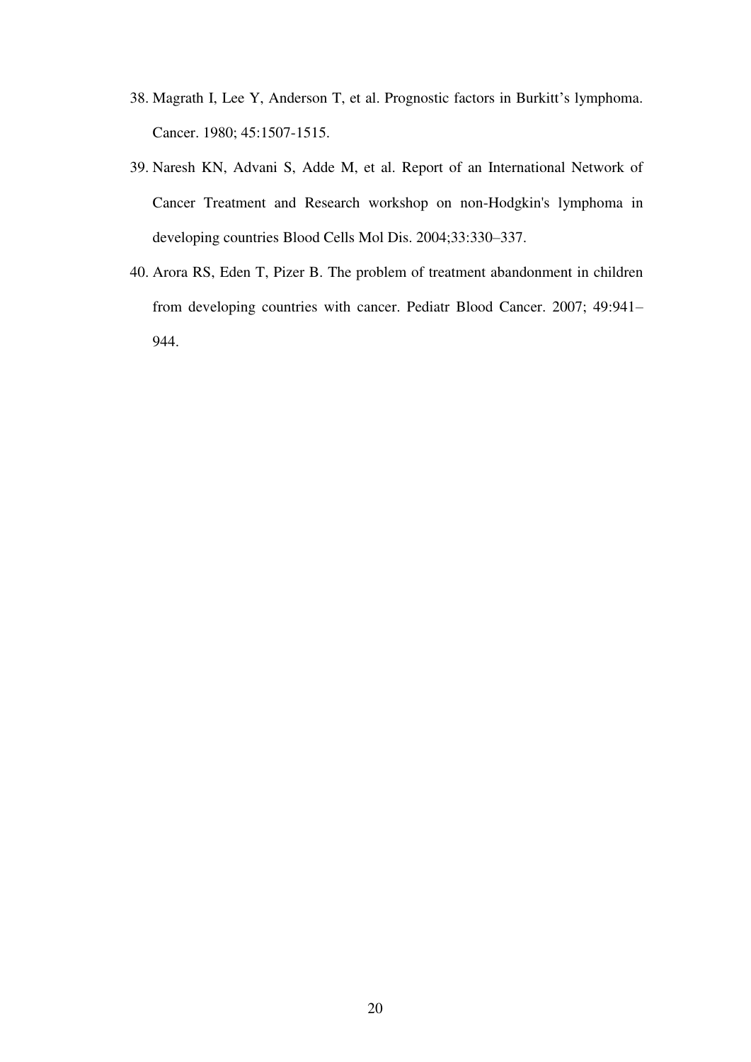38. Magrath I, Lee Y, Anderson T, et al. Prognostic factors in Burkitt's lymphoma. Cancer. 1980; 45:1507-1515.
39. Naresh KN, Advani S, Adde M, et al. Report of an International Network of Cancer Treatment and Research workshop on non-Hodgkin's lymphoma in developing countries Blood Cells Mol Dis. 2004;33:330–337.
40. Arora RS, Eden T, Pizer B. The problem of treatment abandonment in children from developing countries with cancer. Pediatr Blood Cancer. 2007; 49:941–944.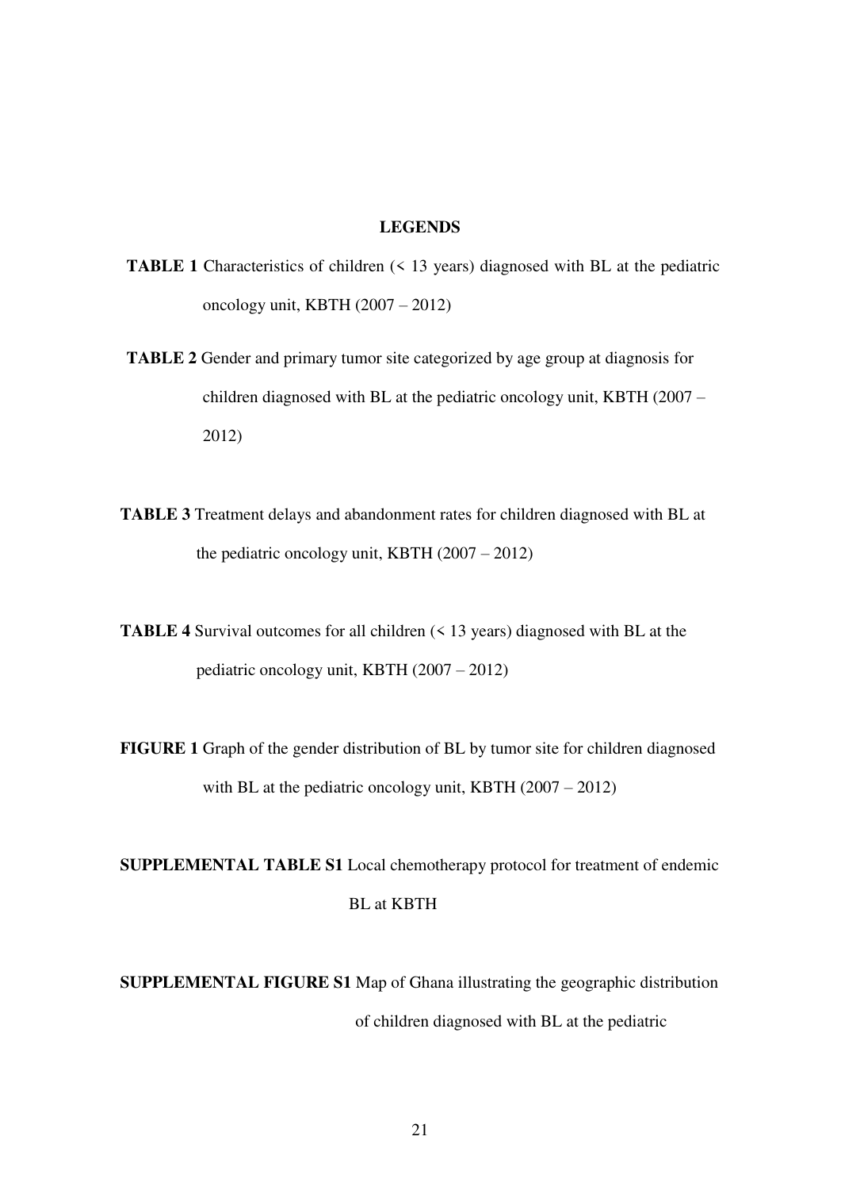## LEGENDS

**TABLE 1** Characteristics of children (< 13 years) diagnosed with BL at the pediatric oncology unit, KBTH (2007 – 2012)

**TABLE 2** Gender and primary tumor site categorized by age group at diagnosis for children diagnosed with BL at the pediatric oncology unit, KBTH (2007 – 2012)

**TABLE 3** Treatment delays and abandonment rates for children diagnosed with BL at the pediatric oncology unit, KBTH (2007 – 2012)

**TABLE 4** Survival outcomes for all children (< 13 years) diagnosed with BL at the pediatric oncology unit, KBTH (2007 – 2012)

**FIGURE 1** Graph of the gender distribution of BL by tumor site for children diagnosed with BL at the pediatric oncology unit, KBTH (2007 – 2012)

**SUPPLEMENTAL TABLE S1** Local chemotherapy protocol for treatment of endemic BL at KBTH

**SUPPLEMENTAL FIGURE S1** Map of Ghana illustrating the geographic distribution of children diagnosed with BL at the pediatric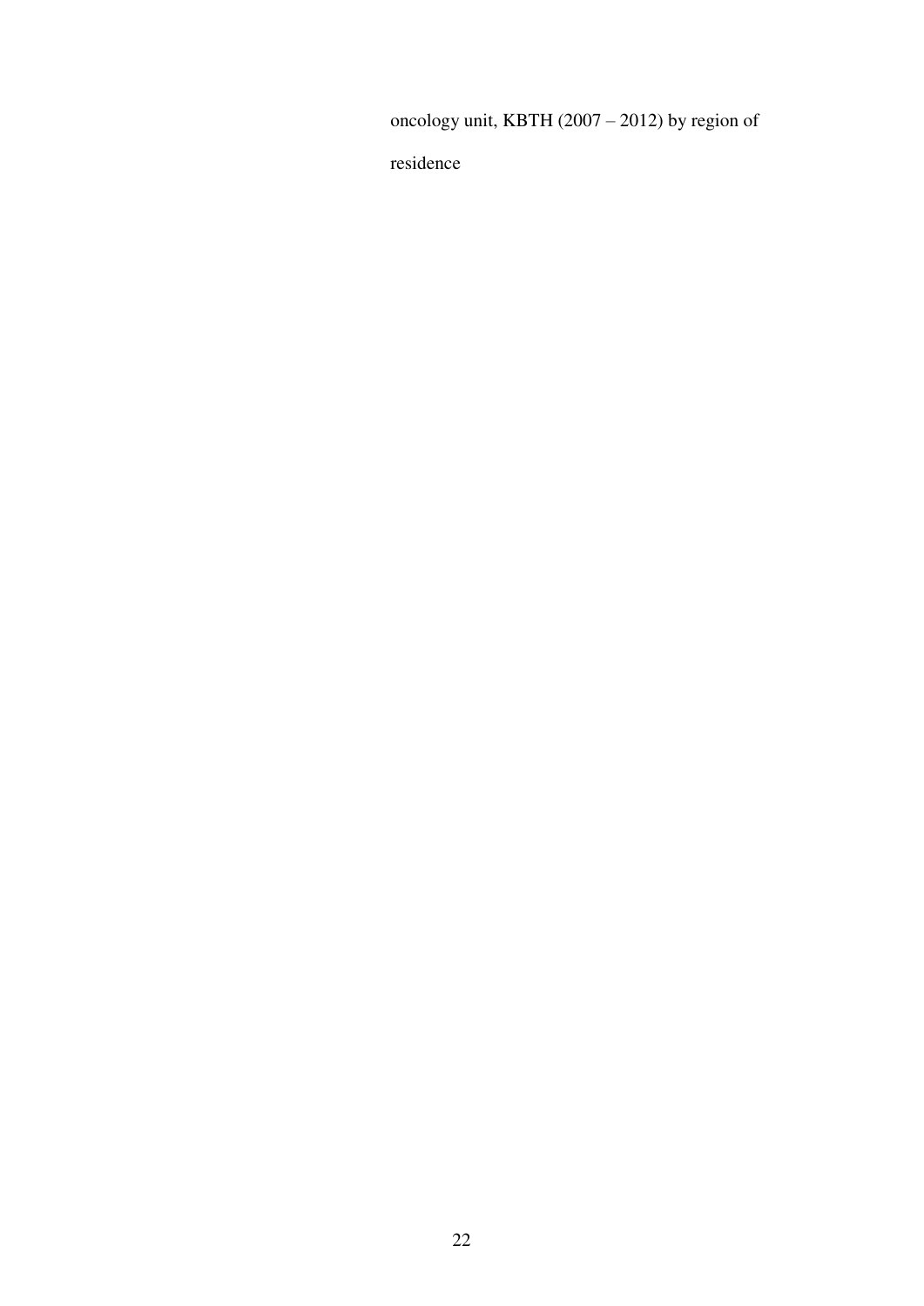oncology unit, KBTH (2007 – 2012) by region of

residence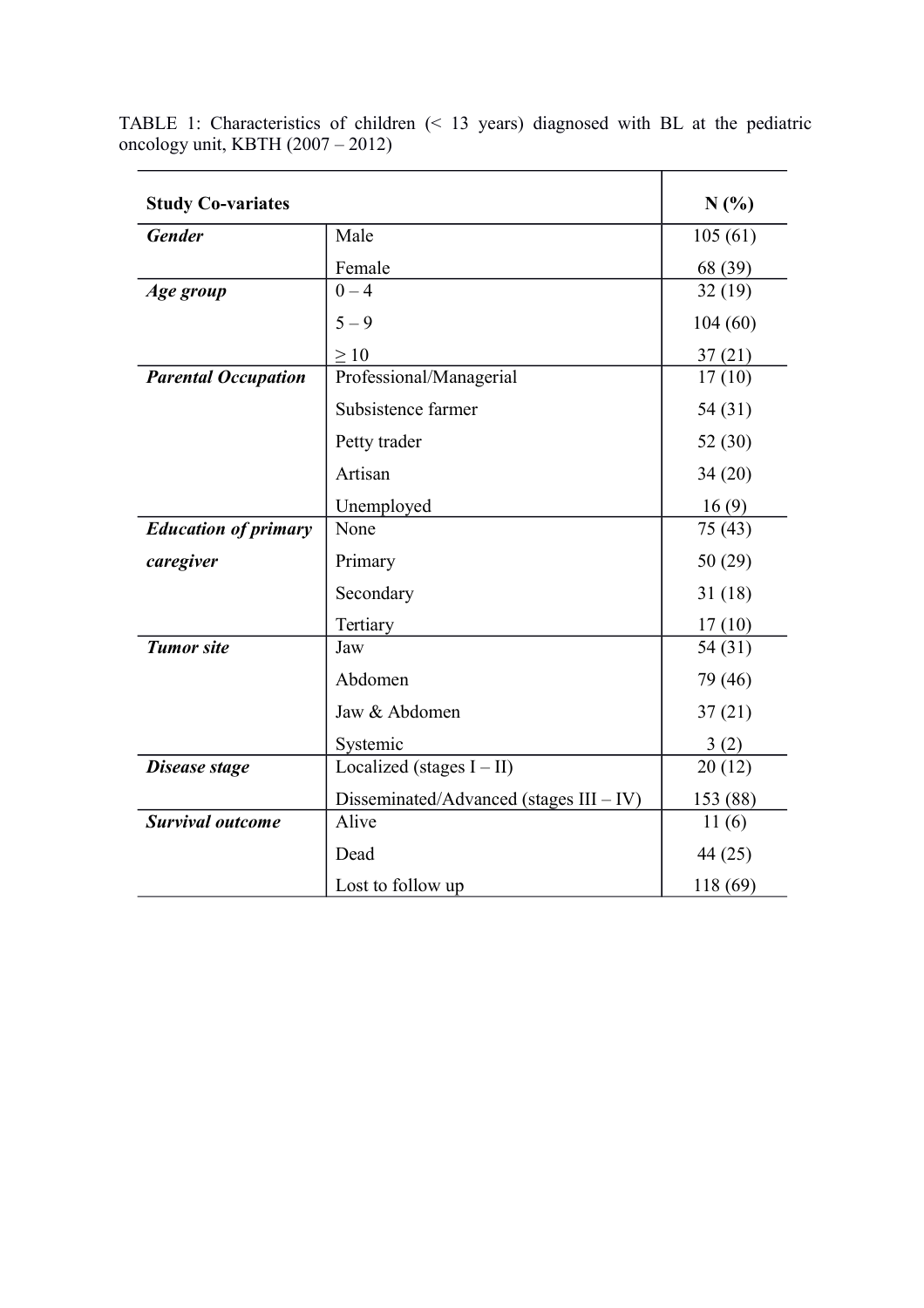TABLE 1: Characteristics of children (< 13 years) diagnosed with BL at the pediatric oncology unit, KBTH (2007 – 2012)

| **Study Co-variates** | | **N (%)** |
|---|---|---|
| ***Gender*** | Male | 105 (61) |
| | Female | 68 (39) |
| ***Age group*** | 0 – 4 | 32 (19) |
| | 5 – 9 | 104 (60) |
| | ≥ 10 | 37 (21) |
| ***Parental Occupation*** | Professional/Managerial | 17 (10) |
| | Subsistence farmer | 54 (31) |
| | Petty trader | 52 (30) |
| | Artisan | 34 (20) |
| | Unemployed | 16 (9) |
| ***Education of primary caregiver*** | None | 75 (43) |
| | Primary | 50 (29) |
| | Secondary | 31 (18) |
| | Tertiary | 17 (10) |
| ***Tumor site*** | Jaw | 54 (31) |
| | Abdomen | 79 (46) |
| | Jaw & Abdomen | 37 (21) |
| | Systemic | 3 (2) |
| ***Disease stage*** | Localized (stages I – II) | 20 (12) |
| | Disseminated/Advanced (stages III – IV) | 153 (88) |
| ***Survival outcome*** | Alive | 11 (6) |
| | Dead | 44 (25) |
| | Lost to follow up | 118 (69) |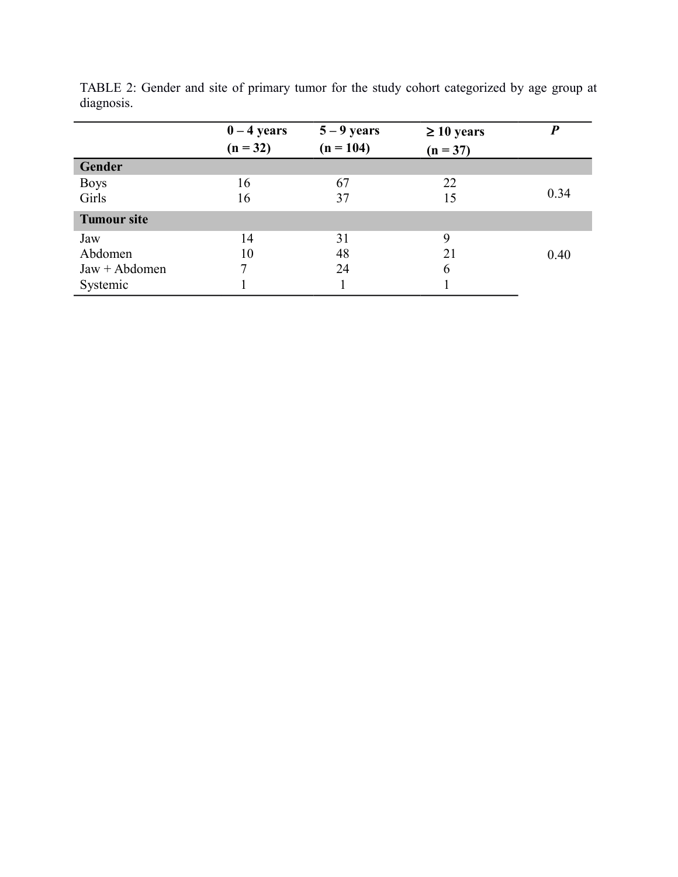TABLE 2: Gender and site of primary tumor for the study cohort categorized by age group at diagnosis.

| | 0 – 4 years (n = 32) | 5 – 9 years (n = 104) | ≥ 10 years (n = 37) | *P* |
|---|---|---|---|---|
| **Gender** | | | | |
| Boys | 16 | 67 | 22 | 0.34 |
| Girls | 16 | 37 | 15 | |
| **Tumour site** | | | | |
| Jaw | 14 | 31 | 9 | 0.40 |
| Abdomen | 10 | 48 | 21 | |
| Jaw + Abdomen | 7 | 24 | 6 | |
| Systemic | 1 | 1 | 1 | |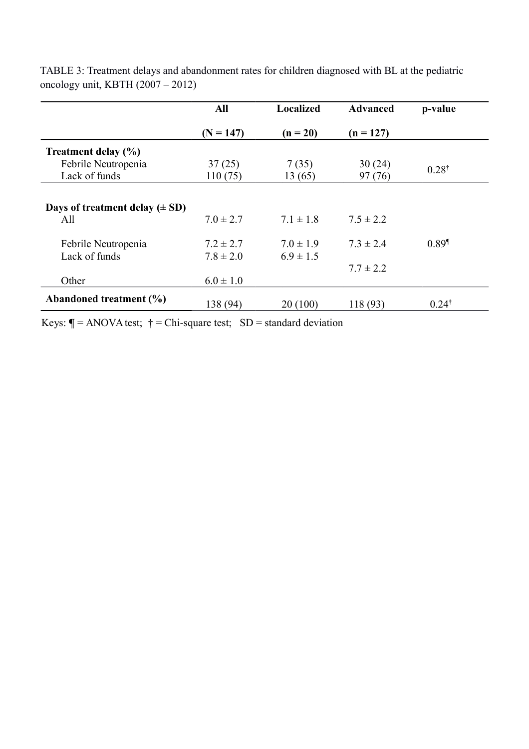TABLE 3: Treatment delays and abandonment rates for children diagnosed with BL at the pediatric oncology unit, KBTH (2007 – 2012)

| | All (N = 147) | Localized (n = 20) | Advanced (n = 127) | p-value |
|---|---|---|---|---|
| **Treatment delay (%)** | | | | |
| Febrile Neutropenia | 37 (25) | 7 (35) | 30 (24) | 0.28† |
| Lack of funds | 110 (75) | 13 (65) | 97 (76) | |
| **Days of treatment delay (± SD)** | | | | |
| All | 7.0 ± 2.7 | 7.1 ± 1.8 | 7.5 ± 2.2 | |
| Febrile Neutropenia | 7.2 ± 2.7 | 7.0 ± 1.9 | 7.3 ± 2.4 | 0.89¶ |
| Lack of funds | 7.8 ± 2.0 | 6.9 ± 1.5 | 7.7 ± 2.2 | |
| Other | 6.0 ± 1.0 | | | |
| **Abandoned treatment (%)** | 138 (94) | 20 (100) | 118 (93) | 0.24† |

Keys: ¶ = ANOVA test; † = Chi-square test; SD = standard deviation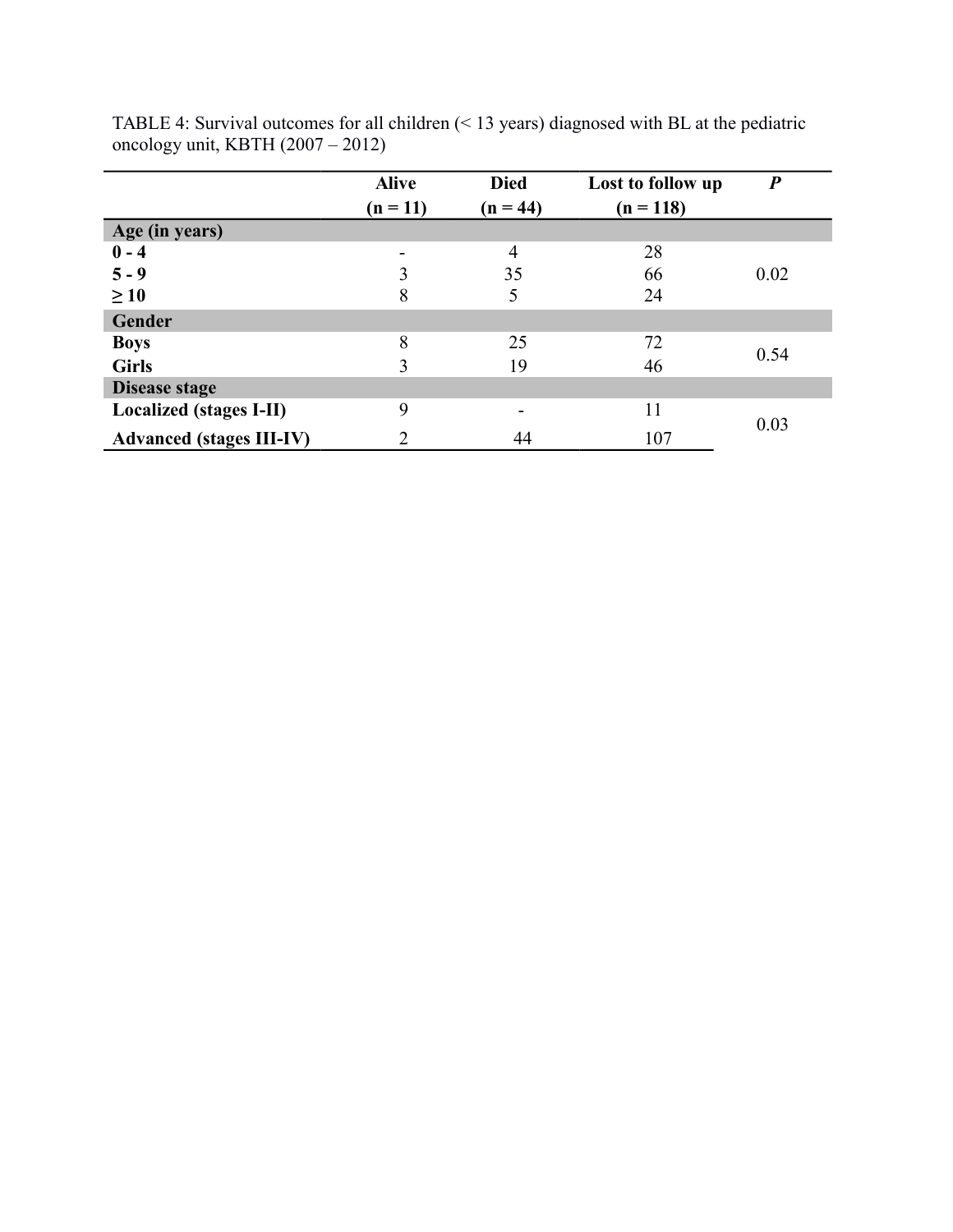TABLE 4: Survival outcomes for all children (< 13 years) diagnosed with BL at the pediatric oncology unit, KBTH (2007 – 2012)

| | Alive (n = 11) | Died (n = 44) | Lost to follow up (n = 118) | *P* |
|---|---|---|---|---|
| **Age (in years)** | | | | |
| **0 - 4** | - | 4 | 28 | |
| **5 - 9** | 3 | 35 | 66 | 0.02 |
| **≥ 10** | 8 | 5 | 24 | |
| **Gender** | | | | |
| **Boys** | 8 | 25 | 72 | 0.54 |
| **Girls** | 3 | 19 | 46 | |
| **Disease stage** | | | | |
| **Localized (stages I-II)** | 9 | - | 11 | 0.03 |
| **Advanced (stages III-IV)** | 2 | 44 | 107 | |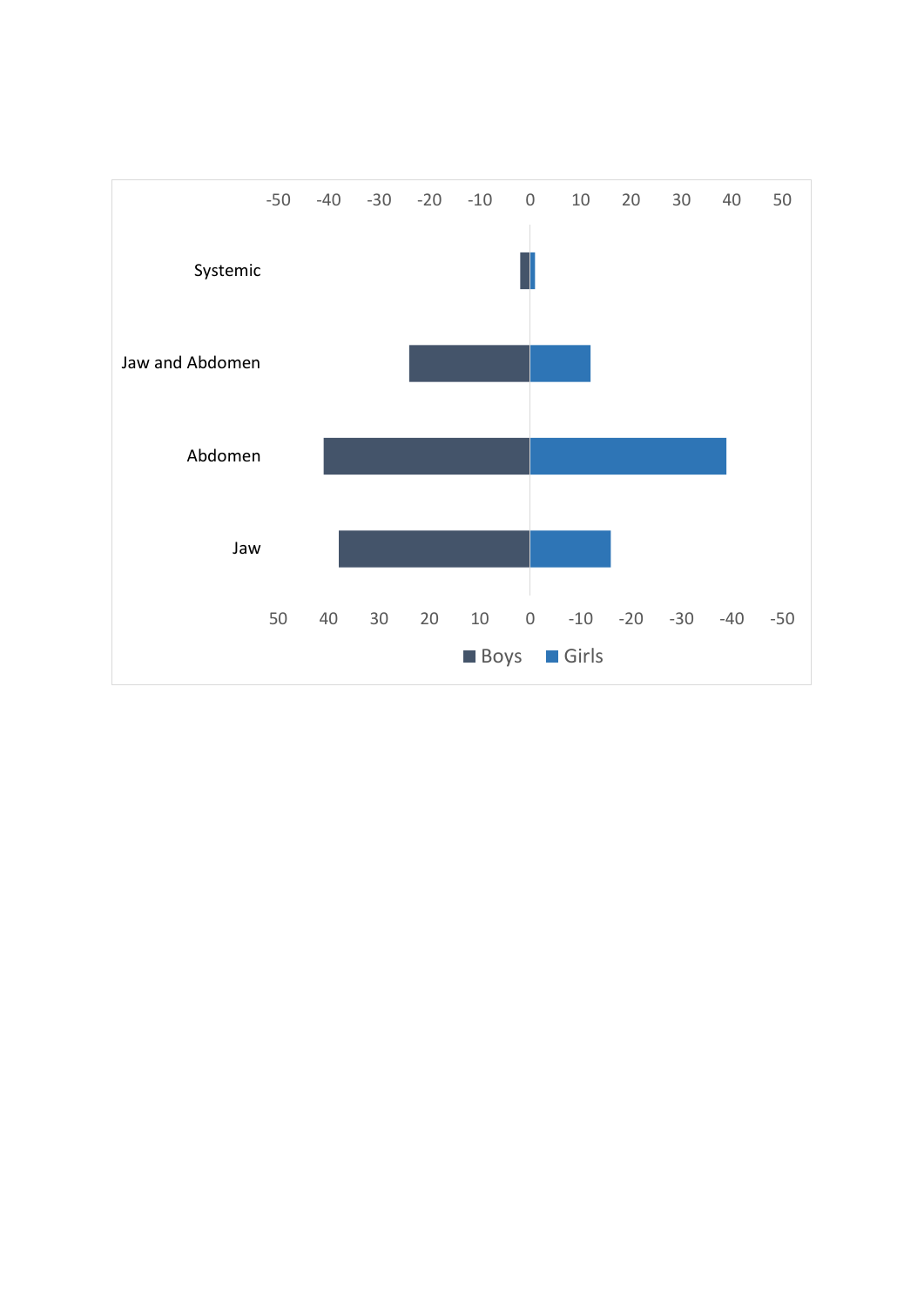-50 -40 -30 -20 -10 0 10 20 30 40 50

Systemic

Jaw and Abdomen

Abdomen

Jaw

50 40 30 20 10 0 -10 -20 -30 -40 -50

Boys Girls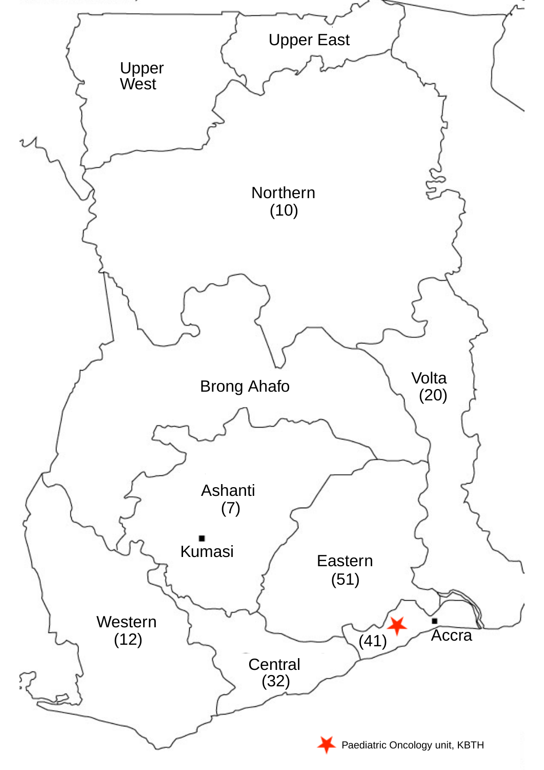Upper West

Upper East

Northern (10)

Brong Ahafo

Volta (20)

Ashanti (7)

Kumasi

Eastern (51)

Western (12)

(41)

Accra

Central (32)

Paediatric Oncology unit, KBTH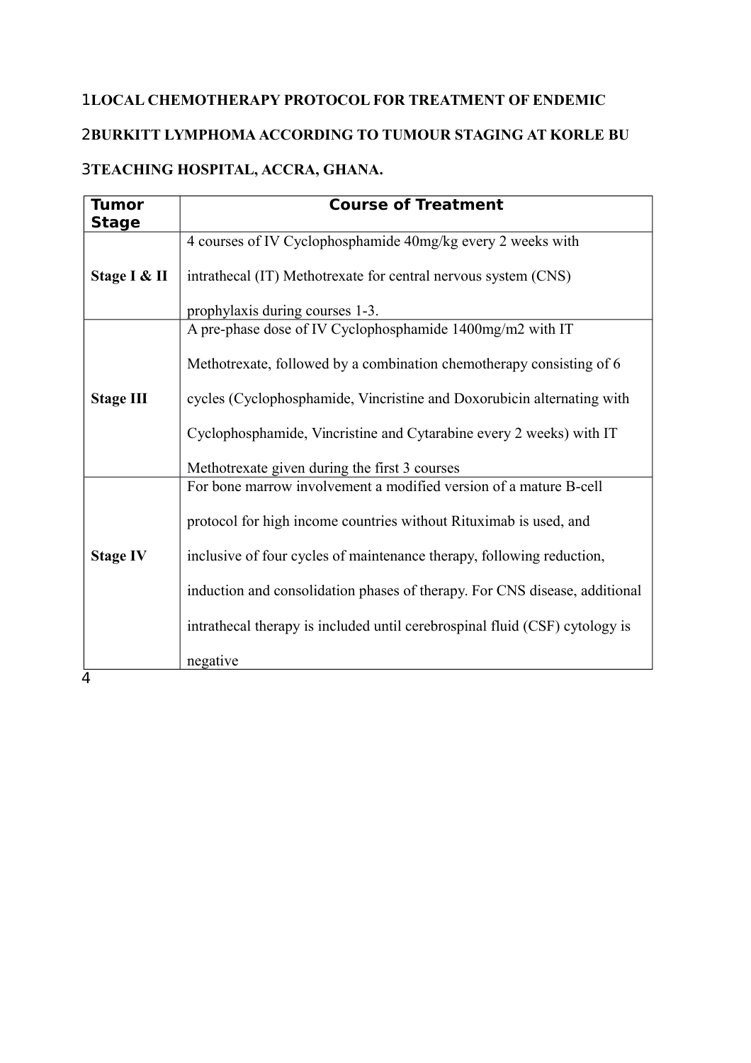**LOCAL CHEMOTHERAPY PROTOCOL FOR TREATMENT OF ENDEMIC BURKITT LYMPHOMA ACCORDING TO TUMOUR STAGING AT KORLE BU TEACHING HOSPITAL, ACCRA, GHANA.**

| Tumor Stage | Course of Treatment |
|---|---|
| **Stage I & II** | 4 courses of IV Cyclophosphamide 40mg/kg every 2 weeks with intrathecal (IT) Methotrexate for central nervous system (CNS) prophylaxis during courses 1-3. |
| **Stage III** | A pre-phase dose of IV Cyclophosphamide 1400mg/m2 with IT Methotrexate, followed by a combination chemotherapy consisting of 6 cycles (Cyclophosphamide, Vincristine and Doxorubicin alternating with Cyclophosphamide, Vincristine and Cytarabine every 2 weeks) with IT Methotrexate given during the first 3 courses |
| **Stage IV** | For bone marrow involvement a modified version of a mature B-cell protocol for high income countries without Rituximab is used, and inclusive of four cycles of maintenance therapy, following reduction, induction and consolidation phases of therapy. For CNS disease, additional intrathecal therapy is included until cerebrospinal fluid (CSF) cytology is negative |